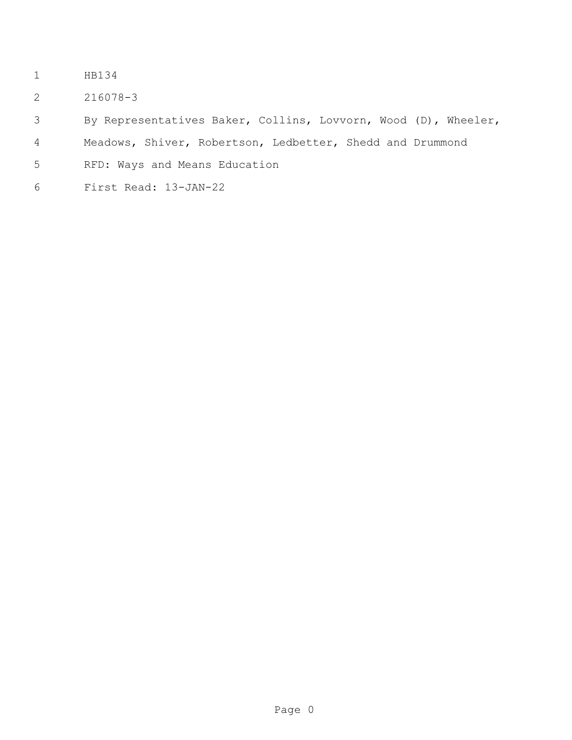HB134

216078-3

By Representatives Baker, Collins, Lovvorn, Wood (D), Wheeler, Meadows, Shiver, Robertson, Ledbetter, Shedd and Drummond

RFD: Ways and Means Education

First Read: 13-JAN-22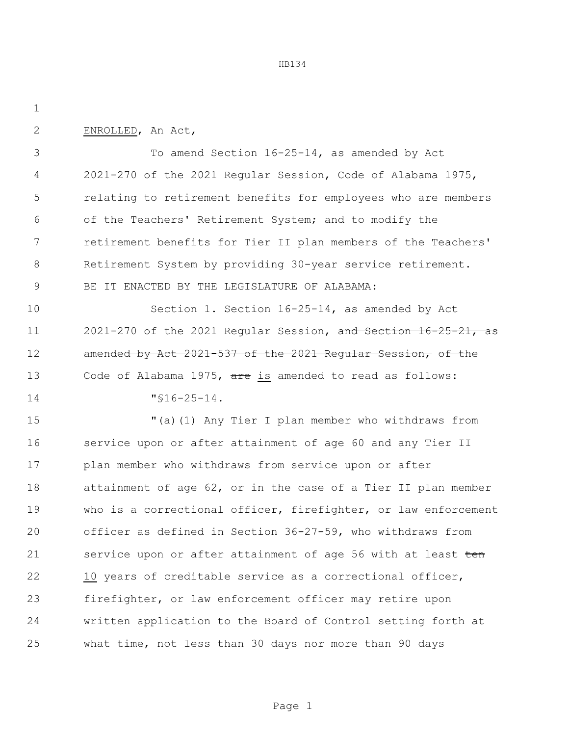<u>ENROLLED</u>, An Act,

To amend Section 16-25-14, as amended by Act 2021-270 of the 2021 Regular Session, Code of Alabama 1975, relating to retirement benefits for employees who are members of the Teachers' Retirement System; and to modify the retirement benefits for Tier II plan members of the Teachers' Retirement System by providing 30-year service retirement.

BE IT ENACTED BY THE LEGISLATURE OF ALABAMA:

Section 1. Section 16-25-14, as amended by Act 2021-270 of the 2021 Regular Session, ~~and Section 16-25-21, as amended by Act 2021-537 of the 2021 Regular Session,~~ ~~of the~~ Code of Alabama 1975, ~~are~~ <u>is</u> amended to read as follows:

"§16-25-14.

"(a)(1) Any Tier I plan member who withdraws from service upon or after attainment of age 60 and any Tier II plan member who withdraws from service upon or after attainment of age 62, or in the case of a Tier II plan member who is a correctional officer, firefighter, or law enforcement officer as defined in Section 36-27-59, who withdraws from service upon or after attainment of age 56 with at least ~~ten~~ <u>10</u> years of creditable service as a correctional officer, firefighter, or law enforcement officer may retire upon written application to the Board of Control setting forth at what time, not less than 30 days nor more than 90 days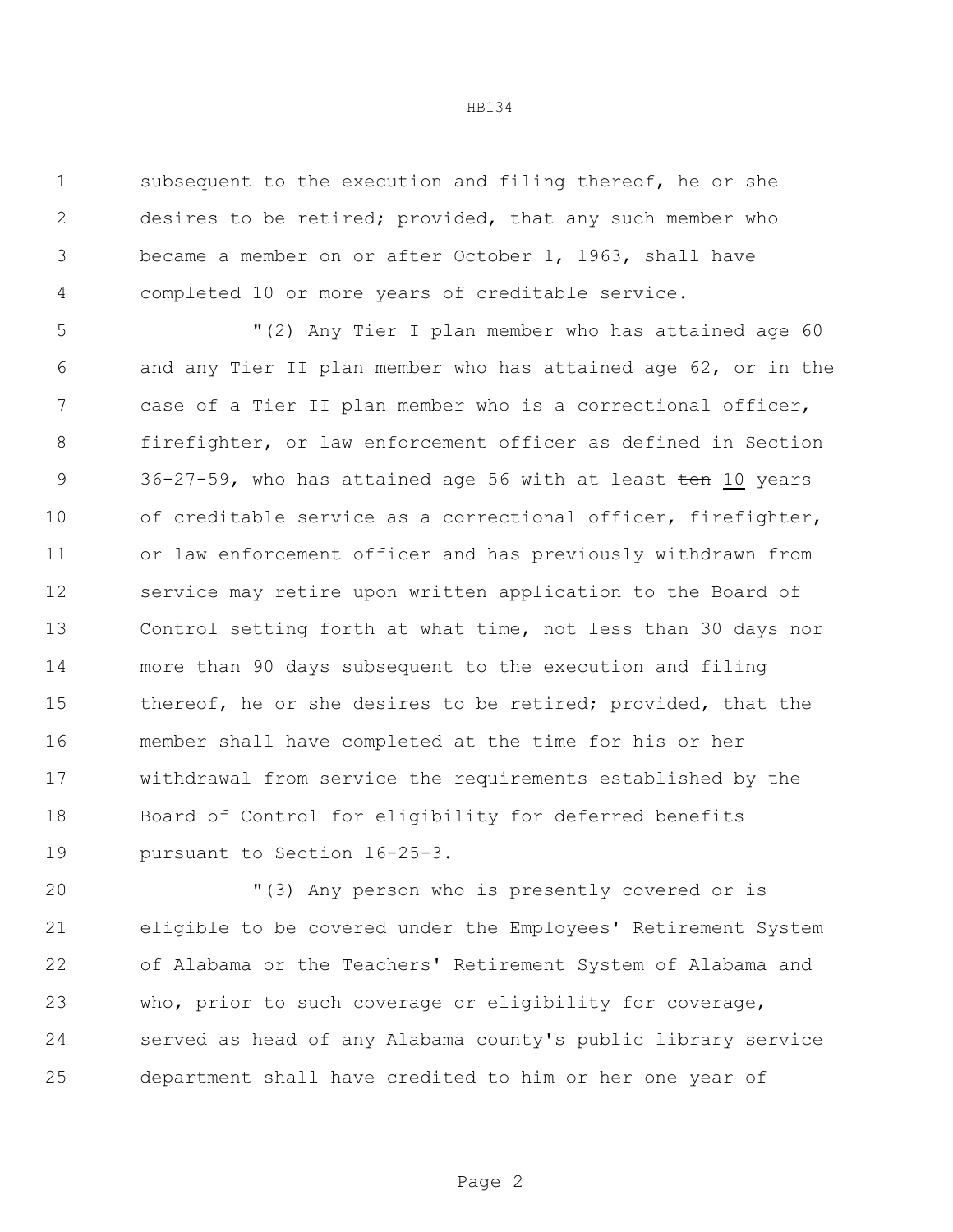subsequent to the execution and filing thereof, he or she desires to be retired; provided, that any such member who became a member on or after October 1, 1963, shall have completed 10 or more years of creditable service.

"(2) Any Tier I plan member who has attained age 60 and any Tier II plan member who has attained age 62, or in the case of a Tier II plan member who is a correctional officer, firefighter, or law enforcement officer as defined in Section 36-27-59, who has attained age 56 with at least ~~ten~~ 10 years of creditable service as a correctional officer, firefighter, or law enforcement officer and has previously withdrawn from service may retire upon written application to the Board of Control setting forth at what time, not less than 30 days nor more than 90 days subsequent to the execution and filing thereof, he or she desires to be retired; provided, that the member shall have completed at the time for his or her withdrawal from service the requirements established by the Board of Control for eligibility for deferred benefits pursuant to Section 16-25-3.

"(3) Any person who is presently covered or is eligible to be covered under the Employees' Retirement System of Alabama or the Teachers' Retirement System of Alabama and who, prior to such coverage or eligibility for coverage, served as head of any Alabama county's public library service department shall have credited to him or her one year of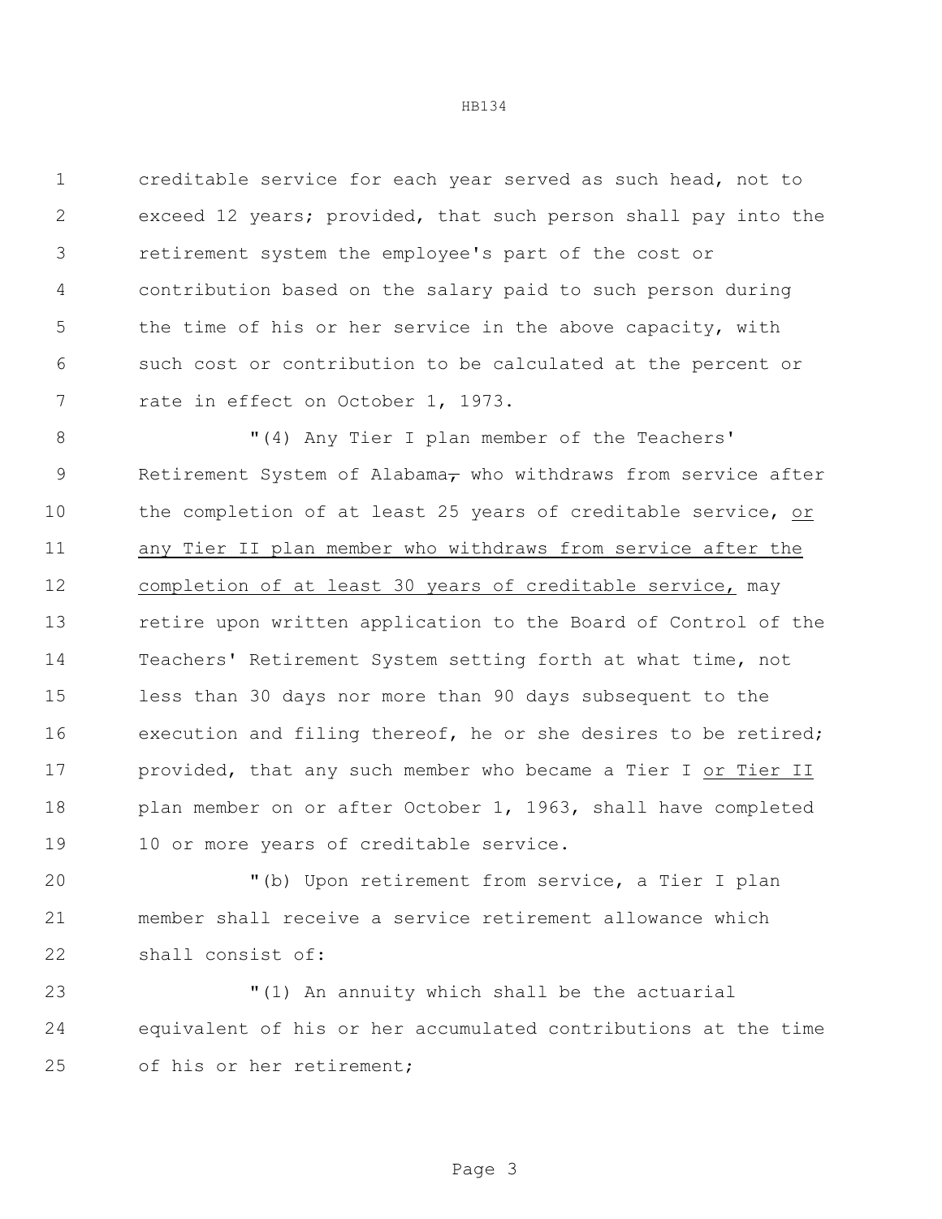creditable service for each year served as such head, not to exceed 12 years; provided, that such person shall pay into the retirement system the employee's part of the cost or contribution based on the salary paid to such person during the time of his or her service in the above capacity, with such cost or contribution to be calculated at the percent or rate in effect on October 1, 1973.

"(4) Any Tier I plan member of the Teachers' Retirement System of Alabama, who withdraws from service after the completion of at least 25 years of creditable service, or any Tier II plan member who withdraws from service after the completion of at least 30 years of creditable service, may retire upon written application to the Board of Control of the Teachers' Retirement System setting forth at what time, not less than 30 days nor more than 90 days subsequent to the execution and filing thereof, he or she desires to be retired; provided, that any such member who became a Tier I or Tier II plan member on or after October 1, 1963, shall have completed 10 or more years of creditable service.

"(b) Upon retirement from service, a Tier I plan member shall receive a service retirement allowance which shall consist of:

"(1) An annuity which shall be the actuarial equivalent of his or her accumulated contributions at the time of his or her retirement;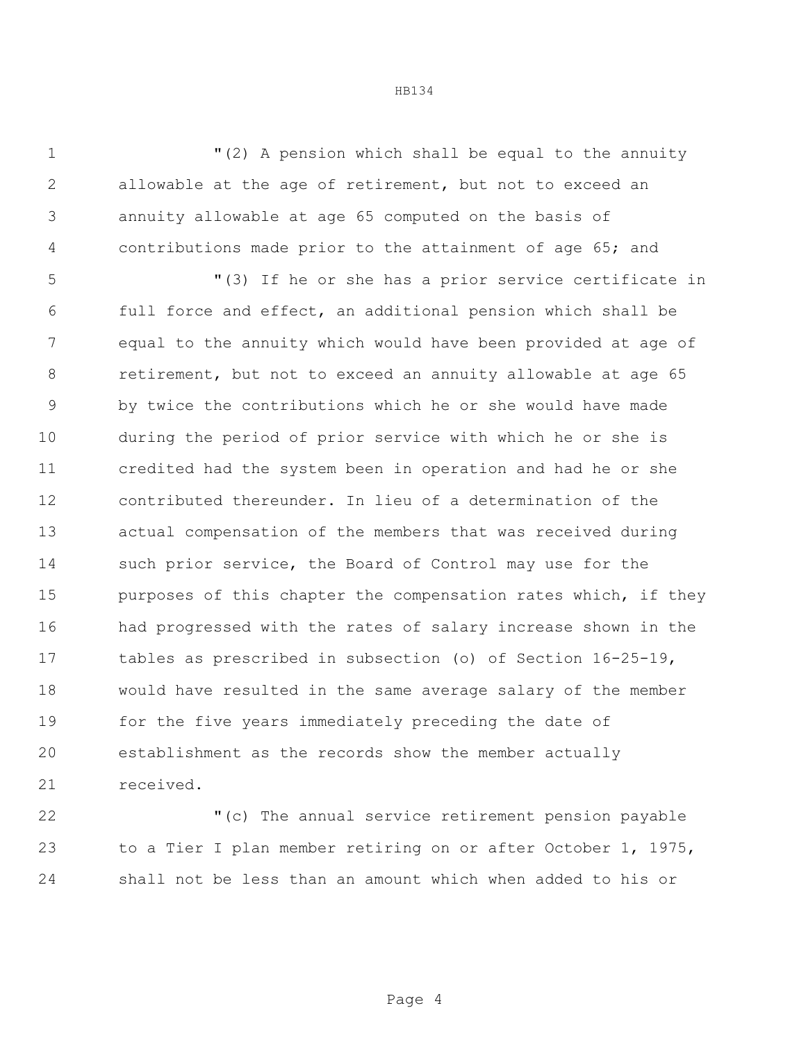"(2) A pension which shall be equal to the annuity allowable at the age of retirement, but not to exceed an annuity allowable at age 65 computed on the basis of contributions made prior to the attainment of age 65; and

"(3) If he or she has a prior service certificate in full force and effect, an additional pension which shall be equal to the annuity which would have been provided at age of retirement, but not to exceed an annuity allowable at age 65 by twice the contributions which he or she would have made during the period of prior service with which he or she is credited had the system been in operation and had he or she contributed thereunder. In lieu of a determination of the actual compensation of the members that was received during such prior service, the Board of Control may use for the purposes of this chapter the compensation rates which, if they had progressed with the rates of salary increase shown in the tables as prescribed in subsection (o) of Section 16-25-19, would have resulted in the same average salary of the member for the five years immediately preceding the date of establishment as the records show the member actually received.

"(c) The annual service retirement pension payable to a Tier I plan member retiring on or after October 1, 1975, shall not be less than an amount which when added to his or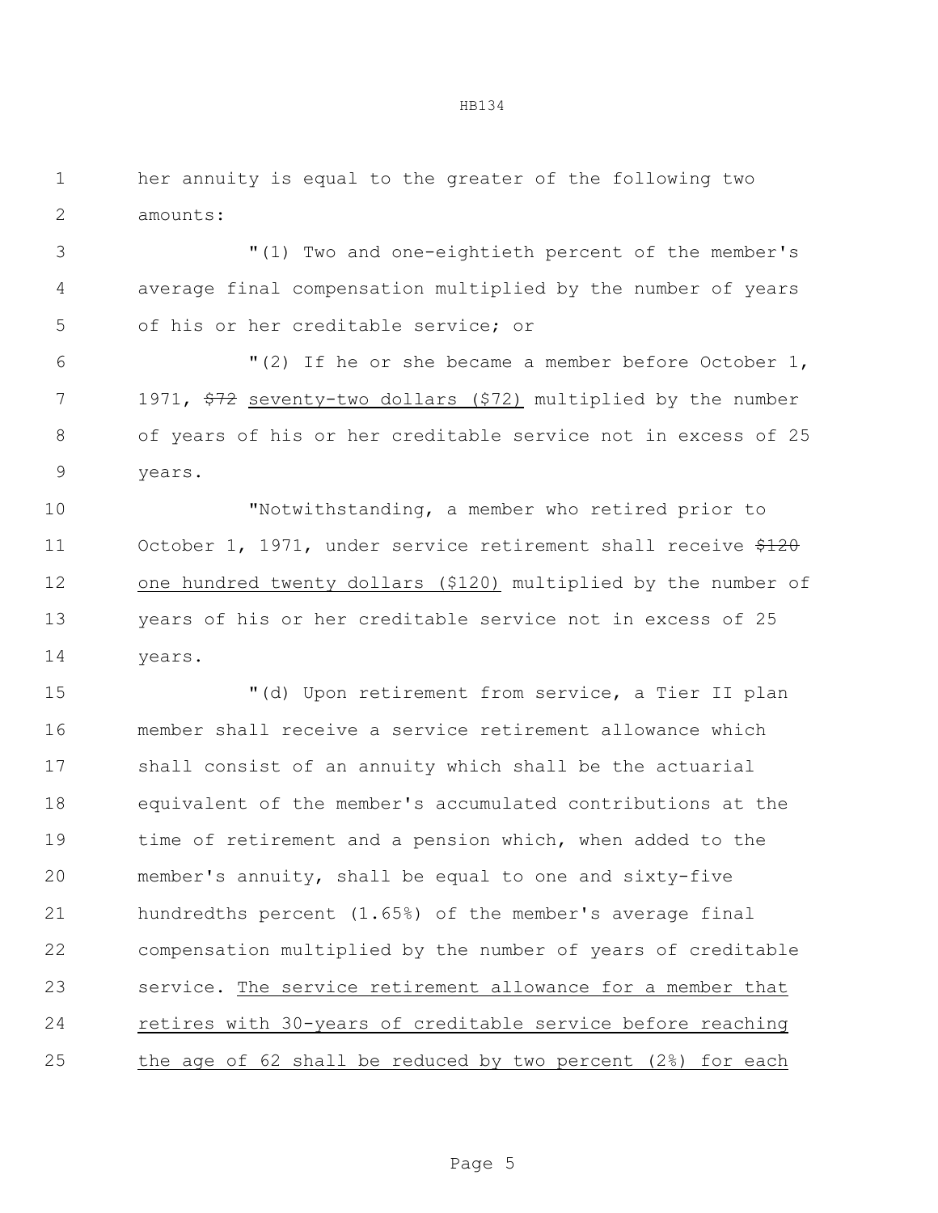her annuity is equal to the greater of the following two amounts:

"(1) Two and one-eightieth percent of the member's average final compensation multiplied by the number of years of his or her creditable service; or

"(2) If he or she became a member before October 1, 1971, ~~$72~~ <u>seventy-two dollars ($72)</u> multiplied by the number of years of his or her creditable service not in excess of 25 years.

"Notwithstanding, a member who retired prior to October 1, 1971, under service retirement shall receive ~~$120~~ <u>one hundred twenty dollars ($120)</u> multiplied by the number of years of his or her creditable service not in excess of 25 years.

"(d) Upon retirement from service, a Tier II plan member shall receive a service retirement allowance which shall consist of an annuity which shall be the actuarial equivalent of the member's accumulated contributions at the time of retirement and a pension which, when added to the member's annuity, shall be equal to one and sixty-five hundredths percent (1.65%) of the member's average final compensation multiplied by the number of years of creditable service. <u>The service retirement allowance for a member that retires with 30-years of creditable service before reaching the age of 62 shall be reduced by two percent (2%) for each</u>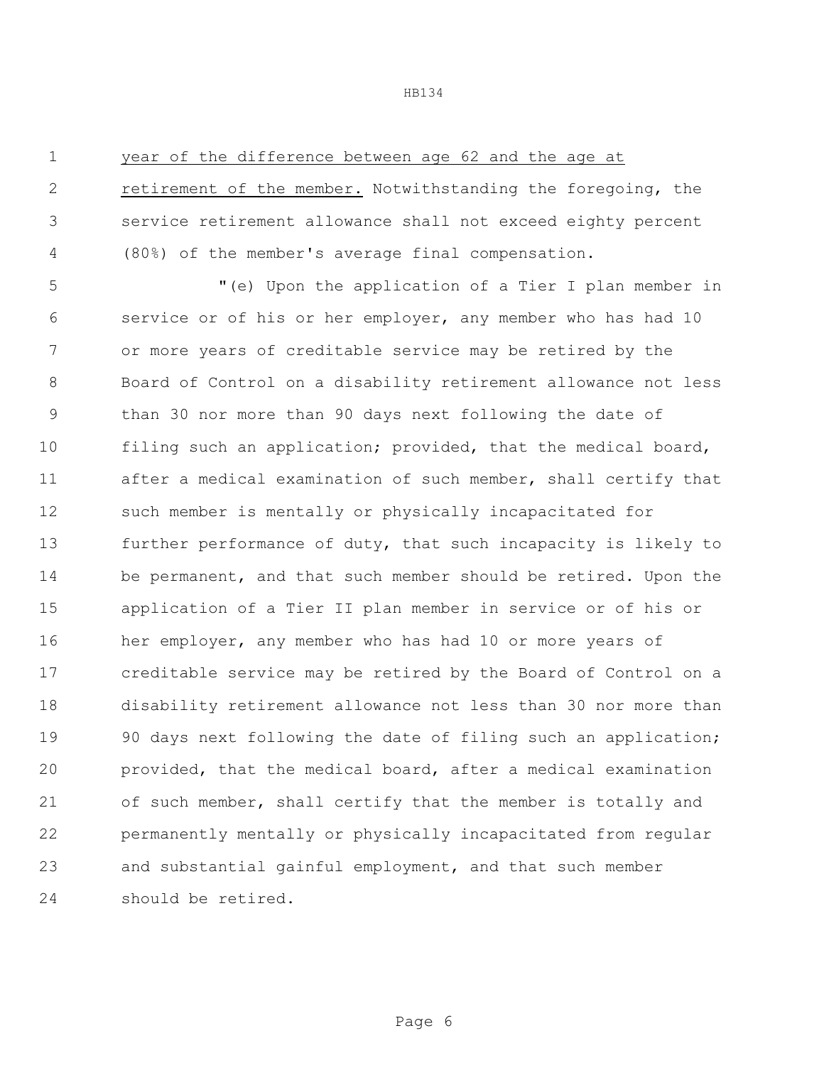year of the difference between age 62 and the age at retirement of the member. Notwithstanding the foregoing, the service retirement allowance shall not exceed eighty percent (80%) of the member's average final compensation.

"(e) Upon the application of a Tier I plan member in service or of his or her employer, any member who has had 10 or more years of creditable service may be retired by the Board of Control on a disability retirement allowance not less than 30 nor more than 90 days next following the date of filing such an application; provided, that the medical board, after a medical examination of such member, shall certify that such member is mentally or physically incapacitated for further performance of duty, that such incapacity is likely to be permanent, and that such member should be retired. Upon the application of a Tier II plan member in service or of his or her employer, any member who has had 10 or more years of creditable service may be retired by the Board of Control on a disability retirement allowance not less than 30 nor more than 90 days next following the date of filing such an application; provided, that the medical board, after a medical examination of such member, shall certify that the member is totally and permanently mentally or physically incapacitated from regular and substantial gainful employment, and that such member should be retired.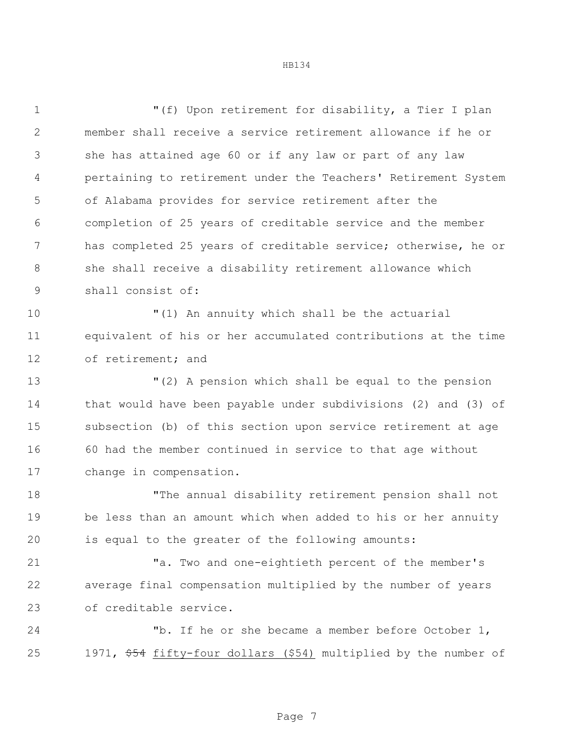"(f) Upon retirement for disability, a Tier I plan member shall receive a service retirement allowance if he or she has attained age 60 or if any law or part of any law pertaining to retirement under the Teachers' Retirement System of Alabama provides for service retirement after the completion of 25 years of creditable service and the member has completed 25 years of creditable service; otherwise, he or she shall receive a disability retirement allowance which shall consist of:

"(1) An annuity which shall be the actuarial equivalent of his or her accumulated contributions at the time of retirement; and

"(2) A pension which shall be equal to the pension that would have been payable under subdivisions (2) and (3) of subsection (b) of this section upon service retirement at age 60 had the member continued in service to that age without change in compensation.

"The annual disability retirement pension shall not be less than an amount which when added to his or her annuity is equal to the greater of the following amounts:

"a. Two and one-eightieth percent of the member's average final compensation multiplied by the number of years of creditable service.

"b. If he or she became a member before October 1, 1971, ~~$54~~ fifty-four dollars ($54) multiplied by the number of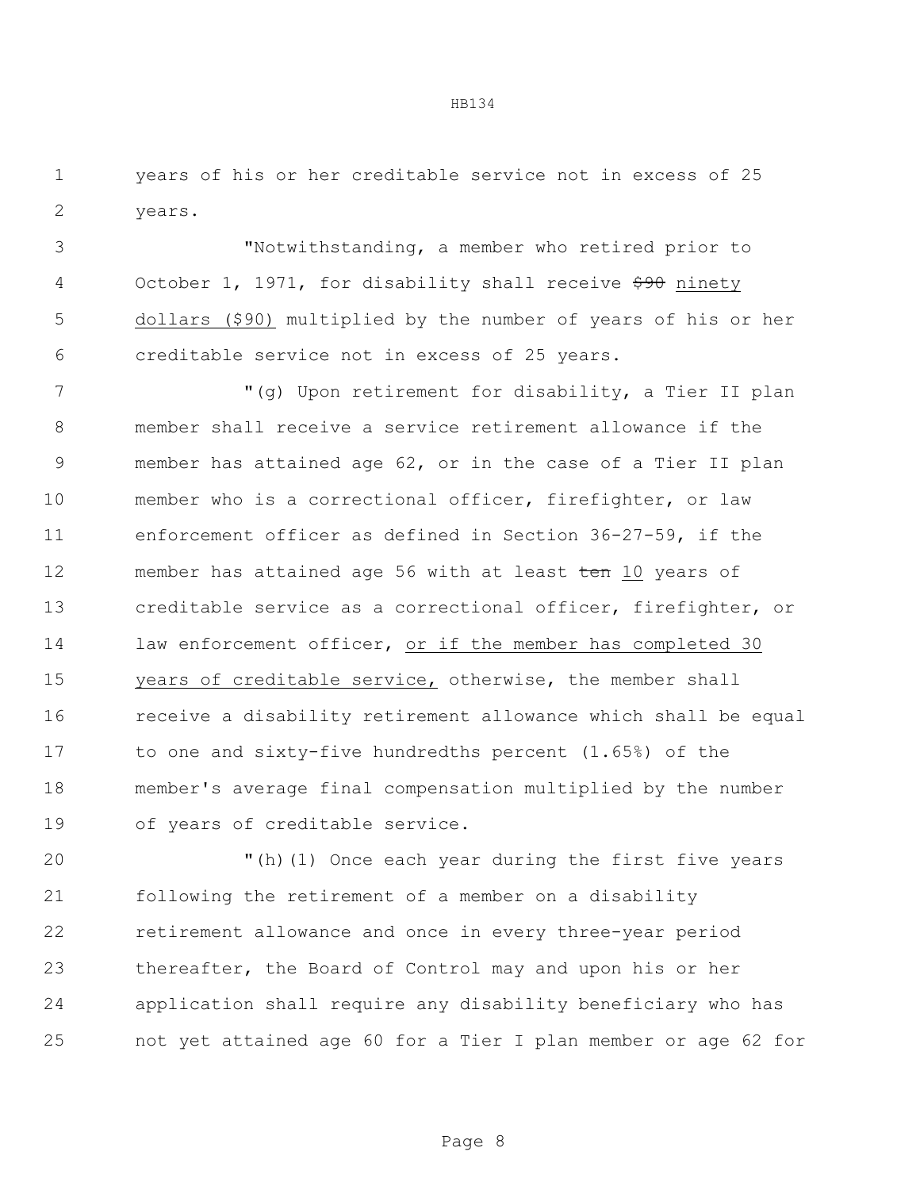years of his or her creditable service not in excess of 25 years.

"Notwithstanding, a member who retired prior to October 1, 1971, for disability shall receive ~~$90~~ ninety dollars ($90) multiplied by the number of years of his or her creditable service not in excess of 25 years.

"(g) Upon retirement for disability, a Tier II plan member shall receive a service retirement allowance if the member has attained age 62, or in the case of a Tier II plan member who is a correctional officer, firefighter, or law enforcement officer as defined in Section 36-27-59, if the member has attained age 56 with at least ~~ten~~ 10 years of creditable service as a correctional officer, firefighter, or law enforcement officer, or if the member has completed 30 years of creditable service, otherwise, the member shall receive a disability retirement allowance which shall be equal to one and sixty-five hundredths percent (1.65%) of the member's average final compensation multiplied by the number of years of creditable service.

"(h)(1) Once each year during the first five years following the retirement of a member on a disability retirement allowance and once in every three-year period thereafter, the Board of Control may and upon his or her application shall require any disability beneficiary who has not yet attained age 60 for a Tier I plan member or age 62 for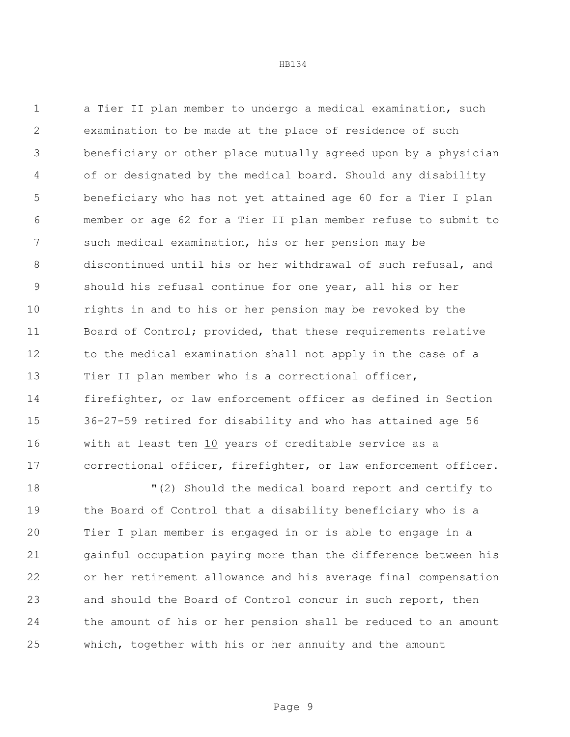a Tier II plan member to undergo a medical examination, such examination to be made at the place of residence of such beneficiary or other place mutually agreed upon by a physician of or designated by the medical board. Should any disability beneficiary who has not yet attained age 60 for a Tier I plan member or age 62 for a Tier II plan member refuse to submit to such medical examination, his or her pension may be discontinued until his or her withdrawal of such refusal, and should his refusal continue for one year, all his or her rights in and to his or her pension may be revoked by the Board of Control; provided, that these requirements relative to the medical examination shall not apply in the case of a Tier II plan member who is a correctional officer, firefighter, or law enforcement officer as defined in Section 36-27-59 retired for disability and who has attained age 56 with at least ~~ten~~ 10 years of creditable service as a correctional officer, firefighter, or law enforcement officer.

"(2) Should the medical board report and certify to the Board of Control that a disability beneficiary who is a Tier I plan member is engaged in or is able to engage in a gainful occupation paying more than the difference between his or her retirement allowance and his average final compensation and should the Board of Control concur in such report, then the amount of his or her pension shall be reduced to an amount which, together with his or her annuity and the amount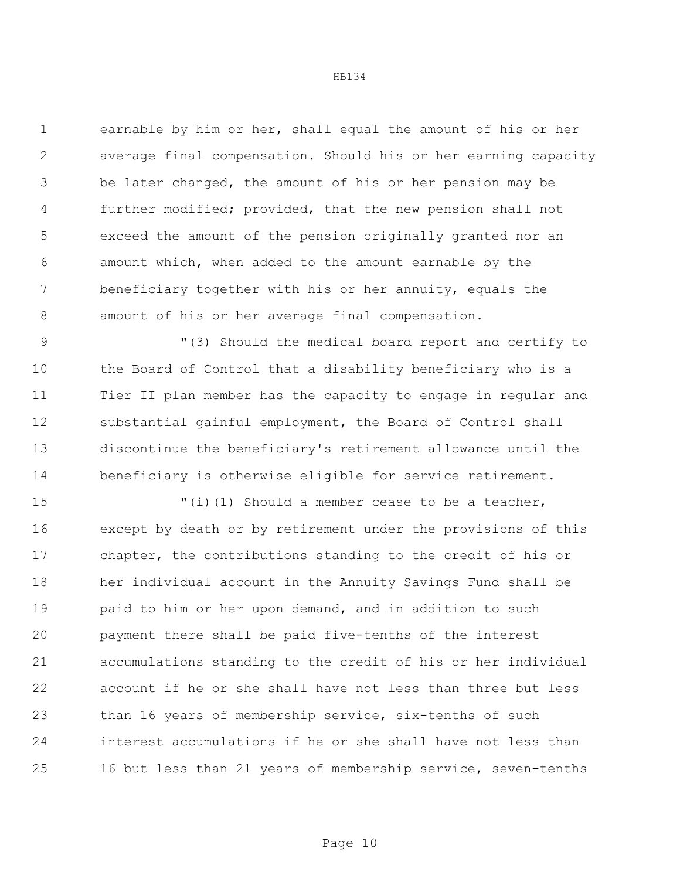earnable by him or her, shall equal the amount of his or her average final compensation. Should his or her earning capacity be later changed, the amount of his or her pension may be further modified; provided, that the new pension shall not exceed the amount of the pension originally granted nor an amount which, when added to the amount earnable by the beneficiary together with his or her annuity, equals the amount of his or her average final compensation.

"(3) Should the medical board report and certify to the Board of Control that a disability beneficiary who is a Tier II plan member has the capacity to engage in regular and substantial gainful employment, the Board of Control shall discontinue the beneficiary's retirement allowance until the beneficiary is otherwise eligible for service retirement.

"(i)(1) Should a member cease to be a teacher, except by death or by retirement under the provisions of this chapter, the contributions standing to the credit of his or her individual account in the Annuity Savings Fund shall be paid to him or her upon demand, and in addition to such payment there shall be paid five-tenths of the interest accumulations standing to the credit of his or her individual account if he or she shall have not less than three but less than 16 years of membership service, six-tenths of such interest accumulations if he or she shall have not less than 16 but less than 21 years of membership service, seven-tenths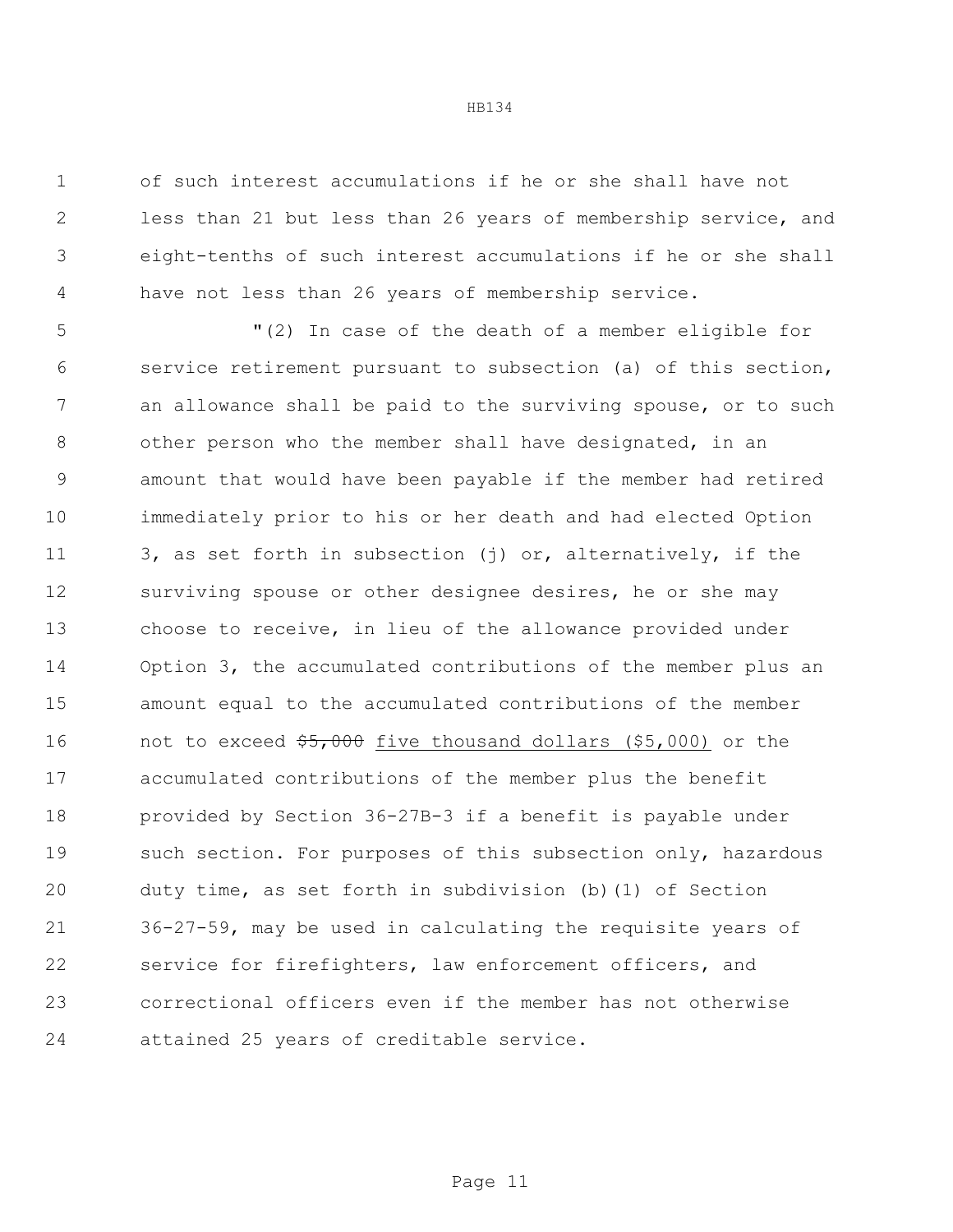of such interest accumulations if he or she shall have not less than 21 but less than 26 years of membership service, and eight-tenths of such interest accumulations if he or she shall have not less than 26 years of membership service.

"(2) In case of the death of a member eligible for service retirement pursuant to subsection (a) of this section, an allowance shall be paid to the surviving spouse, or to such other person who the member shall have designated, in an amount that would have been payable if the member had retired immediately prior to his or her death and had elected Option 3, as set forth in subsection (j) or, alternatively, if the surviving spouse or other designee desires, he or she may choose to receive, in lieu of the allowance provided under Option 3, the accumulated contributions of the member plus an amount equal to the accumulated contributions of the member not to exceed ~~$5,000~~ <u>five thousand dollars ($5,000)</u> or the accumulated contributions of the member plus the benefit provided by Section 36-27B-3 if a benefit is payable under such section. For purposes of this subsection only, hazardous duty time, as set forth in subdivision (b)(1) of Section 36-27-59, may be used in calculating the requisite years of service for firefighters, law enforcement officers, and correctional officers even if the member has not otherwise attained 25 years of creditable service.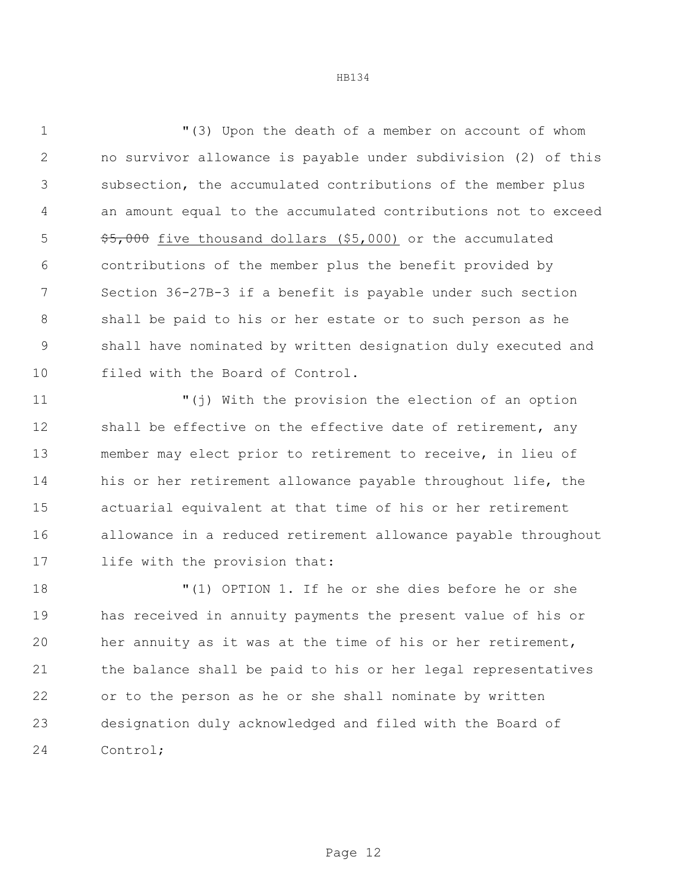"(3) Upon the death of a member on account of whom no survivor allowance is payable under subdivision (2) of this subsection, the accumulated contributions of the member plus an amount equal to the accumulated contributions not to exceed ~~$5,000~~ <u>five thousand dollars ($5,000)</u> or the accumulated contributions of the member plus the benefit provided by Section 36-27B-3 if a benefit is payable under such section shall be paid to his or her estate or to such person as he shall have nominated by written designation duly executed and filed with the Board of Control.

"(j) With the provision the election of an option shall be effective on the effective date of retirement, any member may elect prior to retirement to receive, in lieu of his or her retirement allowance payable throughout life, the actuarial equivalent at that time of his or her retirement allowance in a reduced retirement allowance payable throughout life with the provision that:

"(1) OPTION 1. If he or she dies before he or she has received in annuity payments the present value of his or her annuity as it was at the time of his or her retirement, the balance shall be paid to his or her legal representatives or to the person as he or she shall nominate by written designation duly acknowledged and filed with the Board of Control;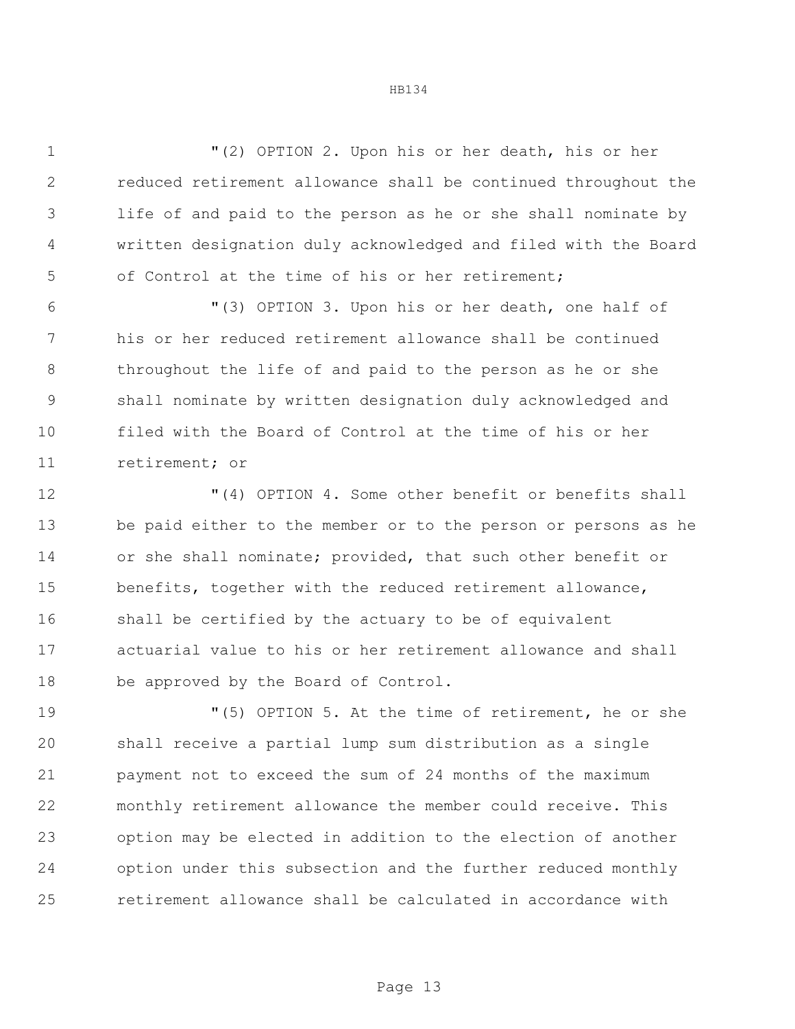"(2) OPTION 2. Upon his or her death, his or her reduced retirement allowance shall be continued throughout the life of and paid to the person as he or she shall nominate by written designation duly acknowledged and filed with the Board of Control at the time of his or her retirement;

"(3) OPTION 3. Upon his or her death, one half of his or her reduced retirement allowance shall be continued throughout the life of and paid to the person as he or she shall nominate by written designation duly acknowledged and filed with the Board of Control at the time of his or her retirement; or

"(4) OPTION 4. Some other benefit or benefits shall be paid either to the member or to the person or persons as he or she shall nominate; provided, that such other benefit or benefits, together with the reduced retirement allowance, shall be certified by the actuary to be of equivalent actuarial value to his or her retirement allowance and shall be approved by the Board of Control.

"(5) OPTION 5. At the time of retirement, he or she shall receive a partial lump sum distribution as a single payment not to exceed the sum of 24 months of the maximum monthly retirement allowance the member could receive. This option may be elected in addition to the election of another option under this subsection and the further reduced monthly retirement allowance shall be calculated in accordance with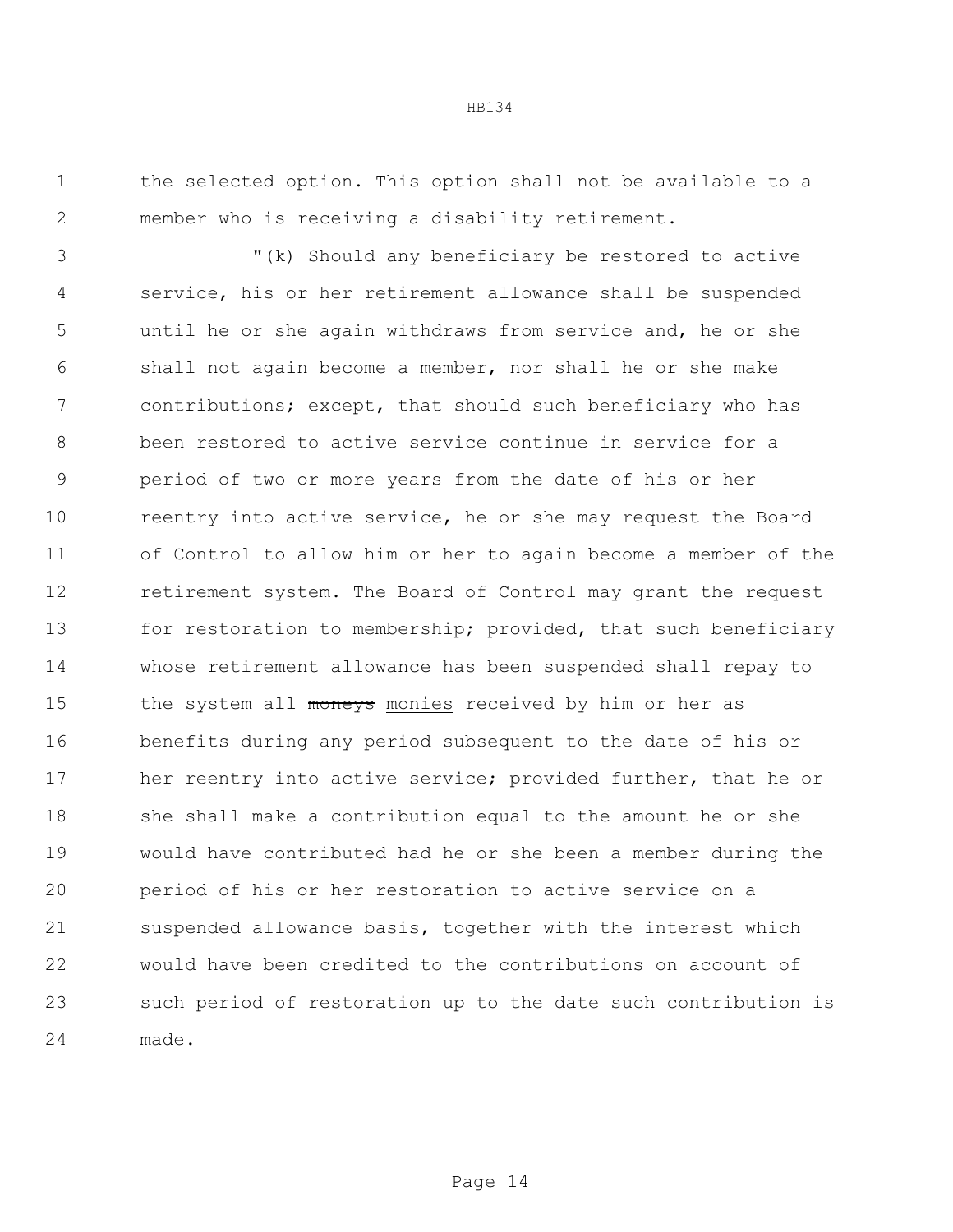the selected option. This option shall not be available to a member who is receiving a disability retirement.

"(k) Should any beneficiary be restored to active service, his or her retirement allowance shall be suspended until he or she again withdraws from service and, he or she shall not again become a member, nor shall he or she make contributions; except, that should such beneficiary who has been restored to active service continue in service for a period of two or more years from the date of his or her reentry into active service, he or she may request the Board of Control to allow him or her to again become a member of the retirement system. The Board of Control may grant the request for restoration to membership; provided, that such beneficiary whose retirement allowance has been suspended shall repay to the system all ~~moneys~~ monies received by him or her as benefits during any period subsequent to the date of his or her reentry into active service; provided further, that he or she shall make a contribution equal to the amount he or she would have contributed had he or she been a member during the period of his or her restoration to active service on a suspended allowance basis, together with the interest which would have been credited to the contributions on account of such period of restoration up to the date such contribution is made.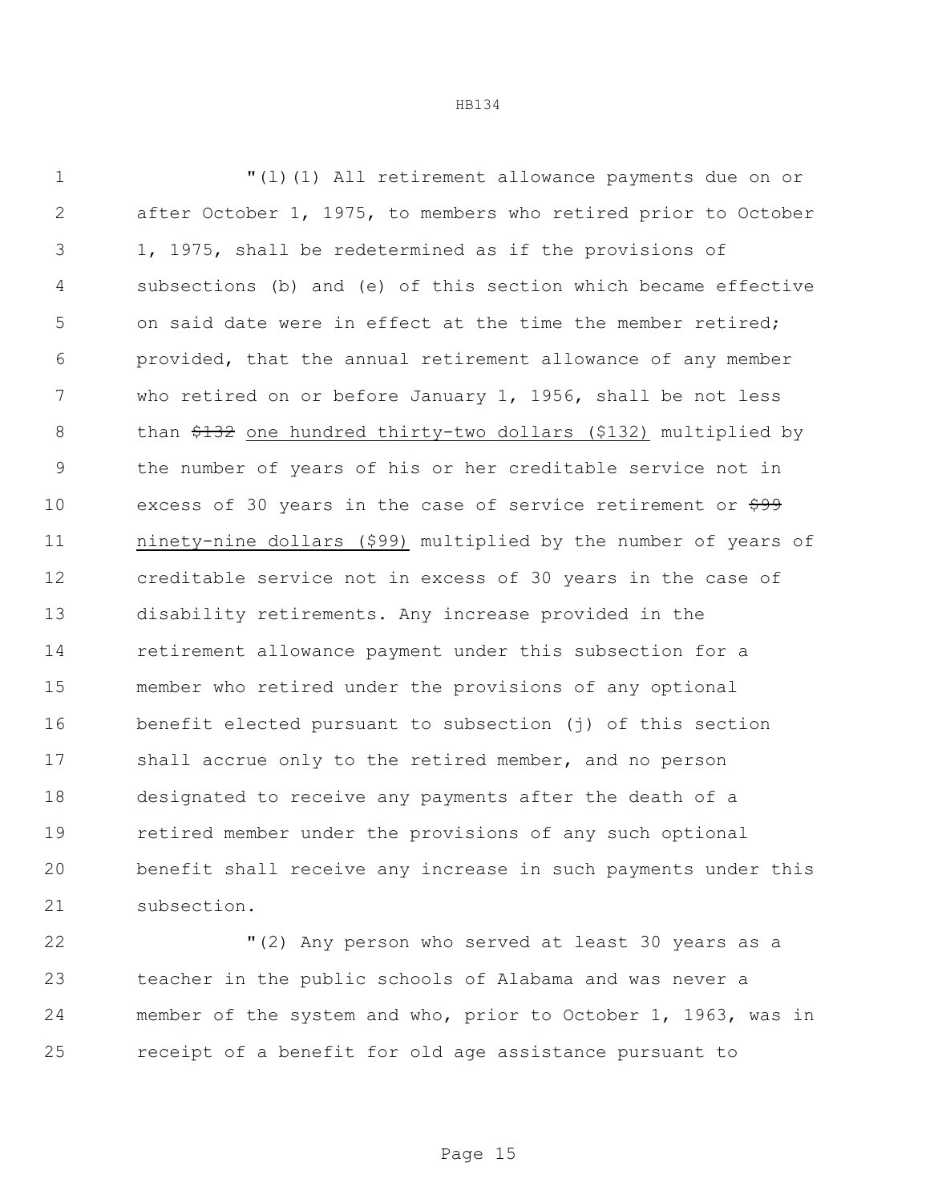"(l)(1) All retirement allowance payments due on or after October 1, 1975, to members who retired prior to October 1, 1975, shall be redetermined as if the provisions of subsections (b) and (e) of this section which became effective on said date were in effect at the time the member retired; provided, that the annual retirement allowance of any member who retired on or before January 1, 1956, shall be not less than ~~$132~~ <u>one hundred thirty-two dollars ($132)</u> multiplied by the number of years of his or her creditable service not in excess of 30 years in the case of service retirement or ~~$99~~ <u>ninety-nine dollars ($99)</u> multiplied by the number of years of creditable service not in excess of 30 years in the case of disability retirements. Any increase provided in the retirement allowance payment under this subsection for a member who retired under the provisions of any optional benefit elected pursuant to subsection (j) of this section shall accrue only to the retired member, and no person designated to receive any payments after the death of a retired member under the provisions of any such optional benefit shall receive any increase in such payments under this subsection.

"(2) Any person who served at least 30 years as a teacher in the public schools of Alabama and was never a member of the system and who, prior to October 1, 1963, was in receipt of a benefit for old age assistance pursuant to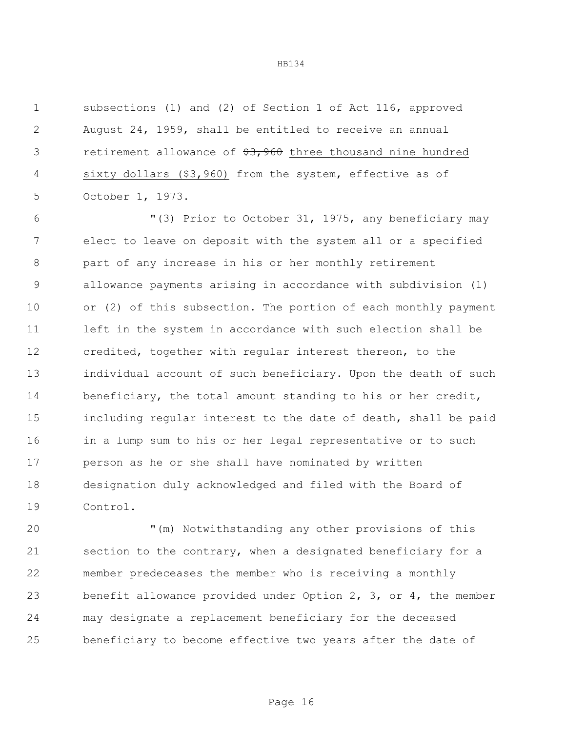subsections (1) and (2) of Section 1 of Act 116, approved August 24, 1959, shall be entitled to receive an annual retirement allowance of ~~$3,960~~ <u>three thousand nine hundred sixty dollars ($3,960)</u> from the system, effective as of October 1, 1973.

"(3) Prior to October 31, 1975, any beneficiary may elect to leave on deposit with the system all or a specified part of any increase in his or her monthly retirement allowance payments arising in accordance with subdivision (1) or (2) of this subsection. The portion of each monthly payment left in the system in accordance with such election shall be credited, together with regular interest thereon, to the individual account of such beneficiary. Upon the death of such beneficiary, the total amount standing to his or her credit, including regular interest to the date of death, shall be paid in a lump sum to his or her legal representative or to such person as he or she shall have nominated by written designation duly acknowledged and filed with the Board of Control.

"(m) Notwithstanding any other provisions of this section to the contrary, when a designated beneficiary for a member predeceases the member who is receiving a monthly benefit allowance provided under Option 2, 3, or 4, the member may designate a replacement beneficiary for the deceased beneficiary to become effective two years after the date of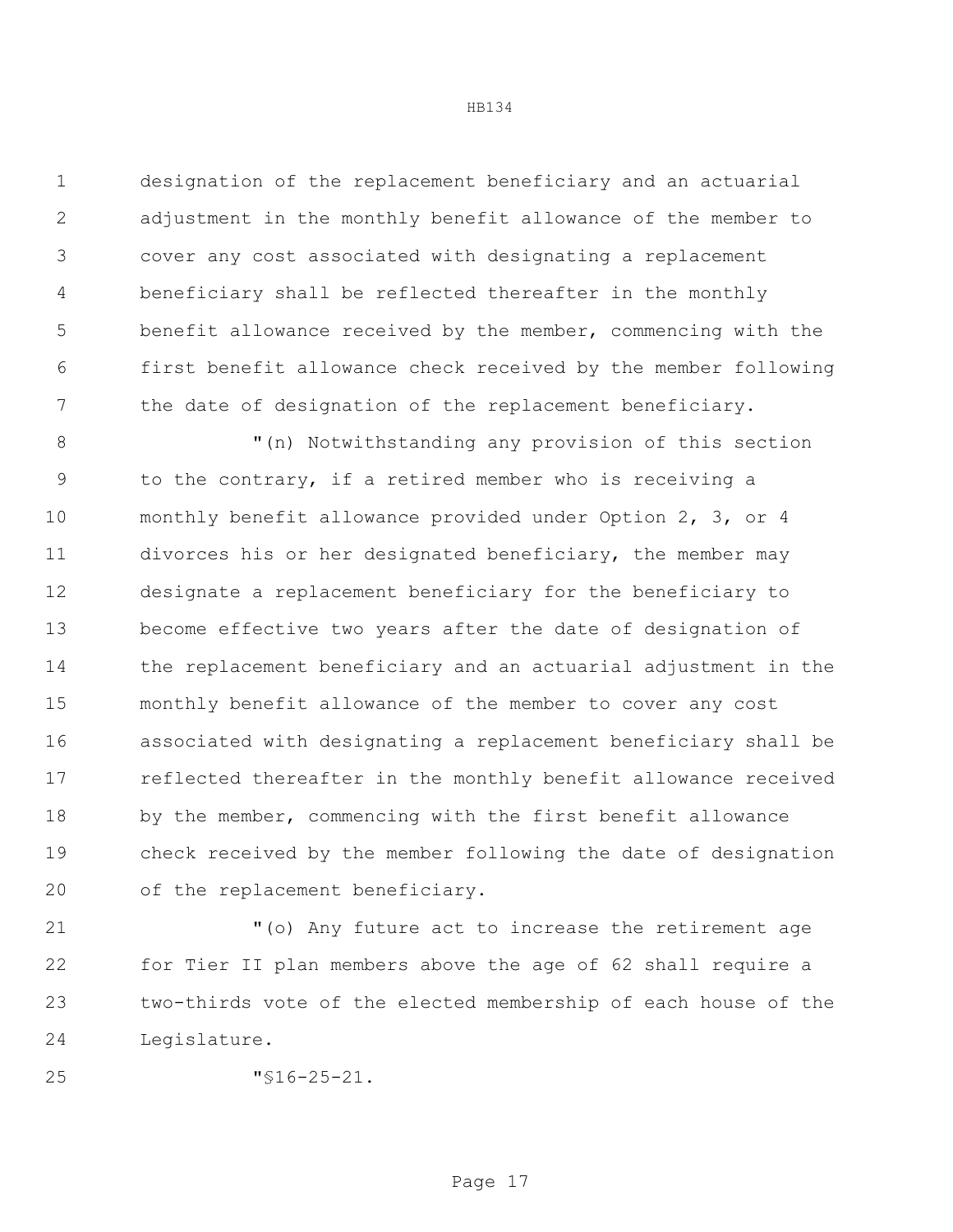designation of the replacement beneficiary and an actuarial adjustment in the monthly benefit allowance of the member to cover any cost associated with designating a replacement beneficiary shall be reflected thereafter in the monthly benefit allowance received by the member, commencing with the first benefit allowance check received by the member following the date of designation of the replacement beneficiary.

"(n) Notwithstanding any provision of this section to the contrary, if a retired member who is receiving a monthly benefit allowance provided under Option 2, 3, or 4 divorces his or her designated beneficiary, the member may designate a replacement beneficiary for the beneficiary to become effective two years after the date of designation of the replacement beneficiary and an actuarial adjustment in the monthly benefit allowance of the member to cover any cost associated with designating a replacement beneficiary shall be reflected thereafter in the monthly benefit allowance received by the member, commencing with the first benefit allowance check received by the member following the date of designation of the replacement beneficiary.

"(o) Any future act to increase the retirement age for Tier II plan members above the age of 62 shall require a two-thirds vote of the elected membership of each house of the Legislature.

"§16-25-21.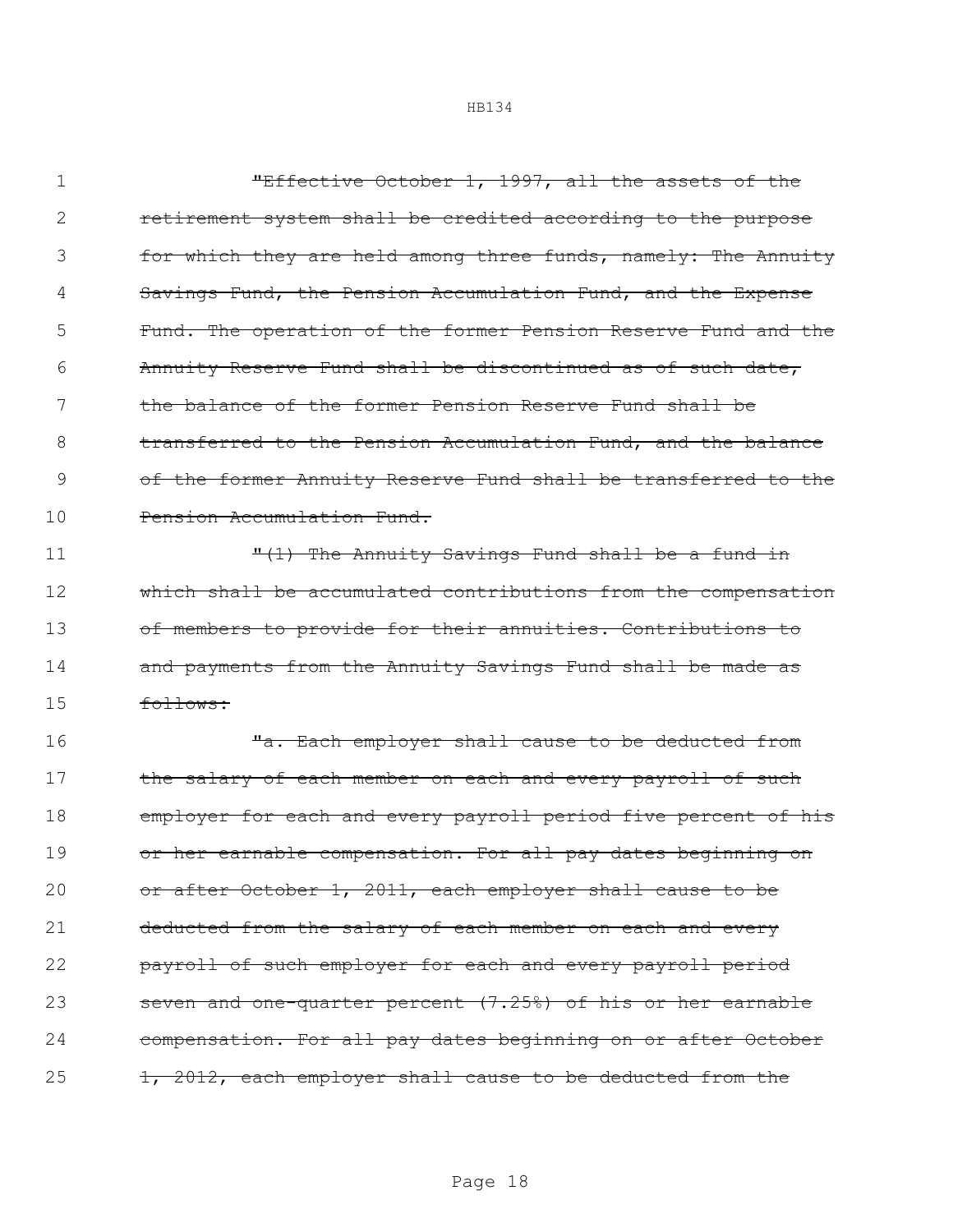~~"Effective October 1, 1997, all the assets of the retirement system shall be credited according to the purpose for which they are held among three funds, namely: The Annuity Savings Fund, the Pension Accumulation Fund, and the Expense Fund. The operation of the former Pension Reserve Fund and the Annuity Reserve Fund shall be discontinued as of such date, the balance of the former Pension Reserve Fund shall be transferred to the Pension Accumulation Fund, and the balance of the former Annuity Reserve Fund shall be transferred to the Pension Accumulation Fund.~~

~~"(1) The Annuity Savings Fund shall be a fund in which shall be accumulated contributions from the compensation of members to provide for their annuities. Contributions to and payments from the Annuity Savings Fund shall be made as follows:~~

~~"a. Each employer shall cause to be deducted from the salary of each member on each and every payroll of such employer for each and every payroll period five percent of his or her earnable compensation. For all pay dates beginning on or after October 1, 2011, each employer shall cause to be deducted from the salary of each member on each and every payroll of such employer for each and every payroll period seven and one-quarter percent (7.25%) of his or her earnable compensation. For all pay dates beginning on or after October 1, 2012, each employer shall cause to be deducted from the~~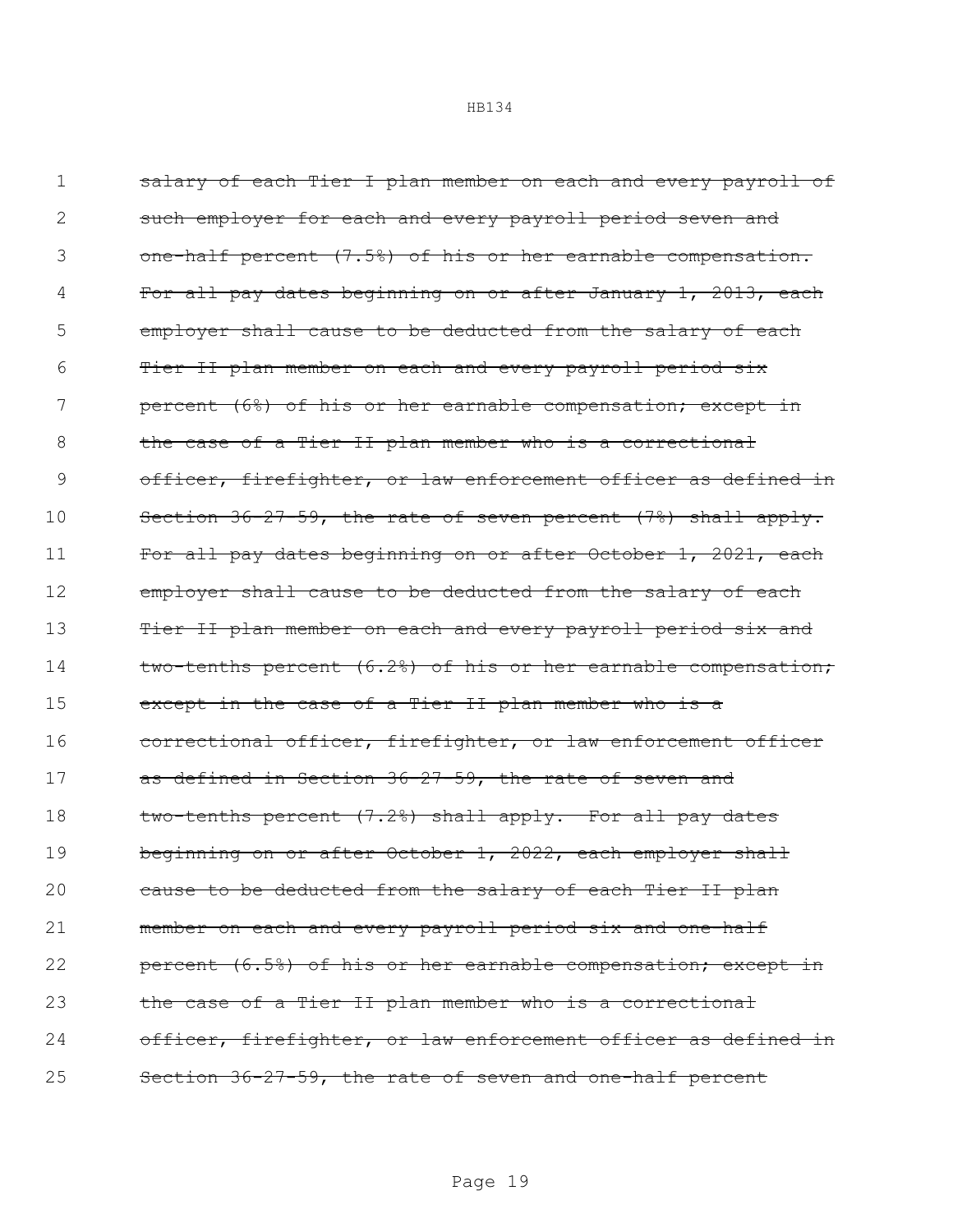~~salary of each Tier I plan member on each and every payroll of such employer for each and every payroll period seven and one-half percent (7.5%) of his or her earnable compensation. For all pay dates beginning on or after January 1, 2013, each employer shall cause to be deducted from the salary of each Tier II plan member on each and every payroll period six percent (6%) of his or her earnable compensation; except in the case of a Tier II plan member who is a correctional officer, firefighter, or law enforcement officer as defined in Section 36-27-59, the rate of seven percent (7%) shall apply. For all pay dates beginning on or after October 1, 2021, each employer shall cause to be deducted from the salary of each Tier II plan member on each and every payroll period six and two-tenths percent (6.2%) of his or her earnable compensation; except in the case of a Tier II plan member who is a correctional officer, firefighter, or law enforcement officer as defined in Section 36-27-59, the rate of seven and two-tenths percent (7.2%) shall apply. For all pay dates beginning on or after October 1, 2022, each employer shall cause to be deducted from the salary of each Tier II plan member on each and every payroll period six and one-half percent (6.5%) of his or her earnable compensation; except in the case of a Tier II plan member who is a correctional officer, firefighter, or law enforcement officer as defined in Section 36-27-59, the rate of seven and one-half percent~~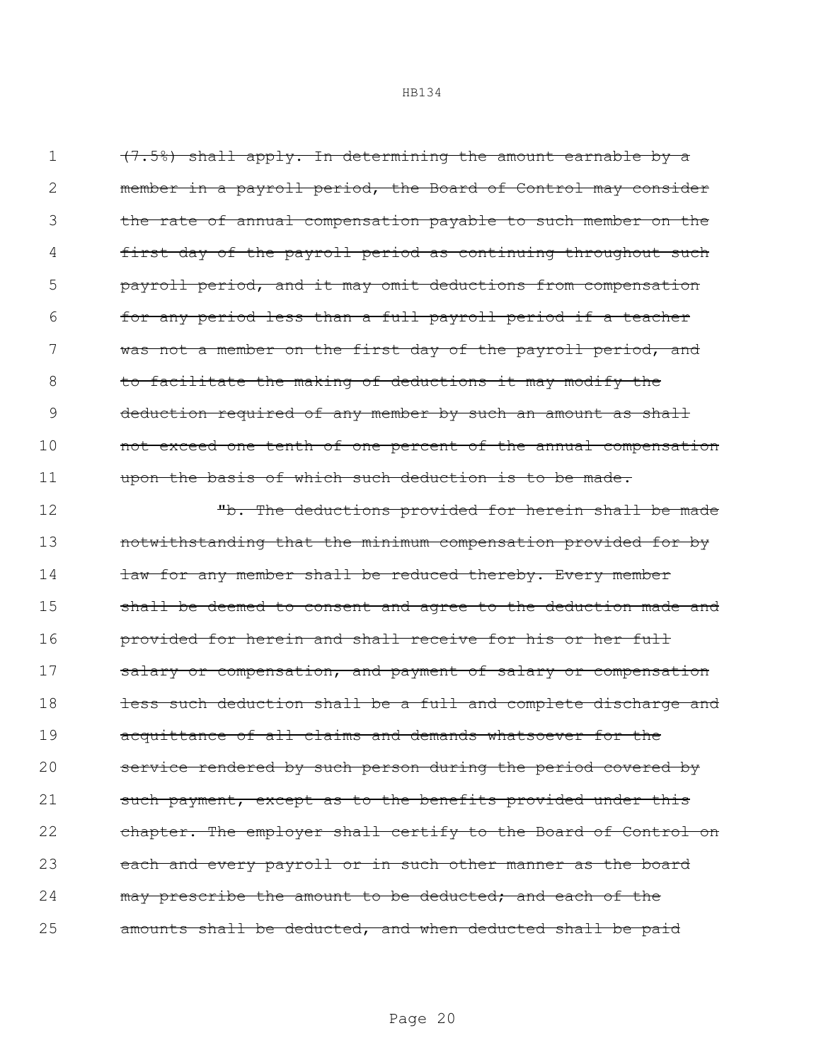~~(7.5%) shall apply. In determining the amount earnable by a member in a payroll period, the Board of Control may consider the rate of annual compensation payable to such member on the first day of the payroll period as continuing throughout such payroll period, and it may omit deductions from compensation for any period less than a full payroll period if a teacher was not a member on the first day of the payroll period, and to facilitate the making of deductions it may modify the deduction required of any member by such an amount as shall not exceed one tenth of one percent of the annual compensation upon the basis of which such deduction is to be made.~~

~~"b. The deductions provided for herein shall be made notwithstanding that the minimum compensation provided for by law for any member shall be reduced thereby. Every member shall be deemed to consent and agree to the deduction made and provided for herein and shall receive for his or her full salary or compensation, and payment of salary or compensation less such deduction shall be a full and complete discharge and acquittance of all claims and demands whatsoever for the service rendered by such person during the period covered by such payment, except as to the benefits provided under this chapter. The employer shall certify to the Board of Control on each and every payroll or in such other manner as the board may prescribe the amount to be deducted; and each of the amounts shall be deducted, and when deducted shall be paid~~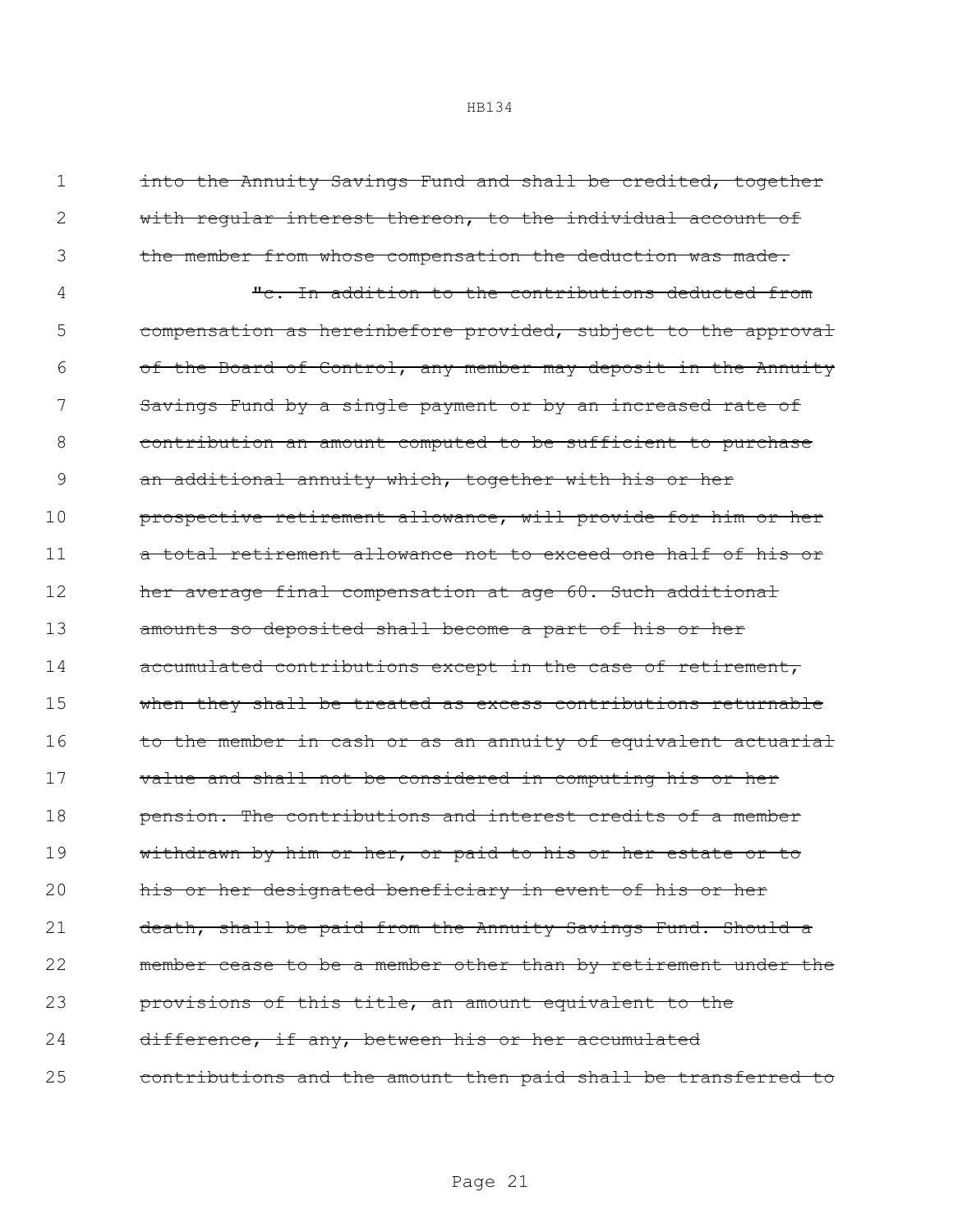~~into the Annuity Savings Fund and shall be credited, together with regular interest thereon, to the individual account of the member from whose compensation the deduction was made.~~

~~"c. In addition to the contributions deducted from compensation as hereinbefore provided, subject to the approval of the Board of Control, any member may deposit in the Annuity Savings Fund by a single payment or by an increased rate of contribution an amount computed to be sufficient to purchase an additional annuity which, together with his or her prospective retirement allowance, will provide for him or her a total retirement allowance not to exceed one half of his or her average final compensation at age 60. Such additional amounts so deposited shall become a part of his or her accumulated contributions except in the case of retirement, when they shall be treated as excess contributions returnable to the member in cash or as an annuity of equivalent actuarial value and shall not be considered in computing his or her pension. The contributions and interest credits of a member withdrawn by him or her, or paid to his or her estate or to his or her designated beneficiary in event of his or her death, shall be paid from the Annuity Savings Fund. Should a member cease to be a member other than by retirement under the provisions of this title, an amount equivalent to the difference, if any, between his or her accumulated contributions and the amount then paid shall be transferred to~~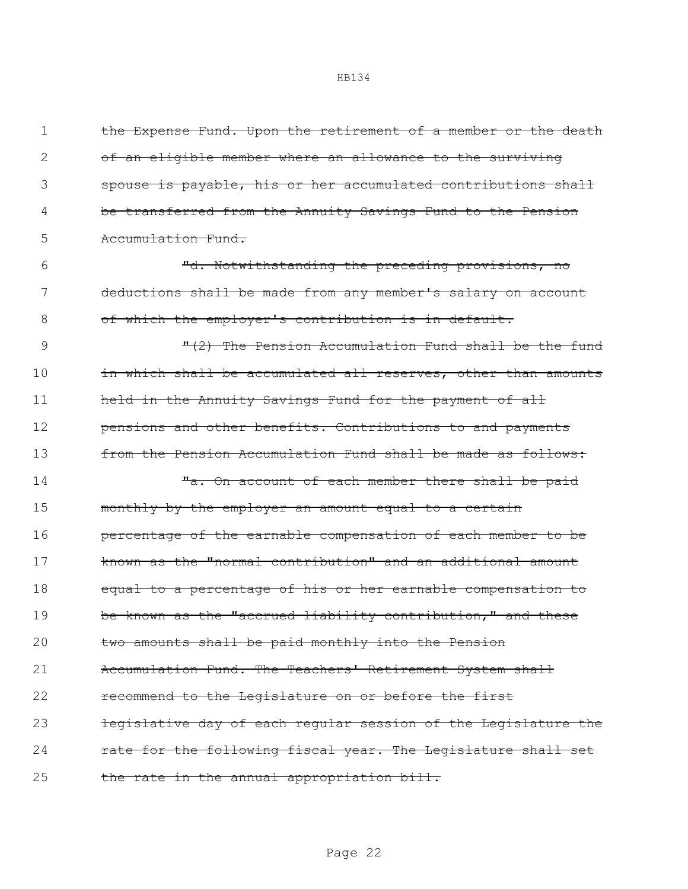~~the Expense Fund. Upon the retirement of a member or the death of an eligible member where an allowance to the surviving spouse is payable, his or her accumulated contributions shall be transferred from the Annuity Savings Fund to the Pension Accumulation Fund.~~

~~"d. Notwithstanding the preceding provisions, no deductions shall be made from any member's salary on account of which the employer's contribution is in default.~~

~~"(2) The Pension Accumulation Fund shall be the fund in which shall be accumulated all reserves, other than amounts held in the Annuity Savings Fund for the payment of all pensions and other benefits. Contributions to and payments from the Pension Accumulation Fund shall be made as follows:~~

~~"a. On account of each member there shall be paid monthly by the employer an amount equal to a certain percentage of the earnable compensation of each member to be known as the "normal contribution" and an additional amount equal to a percentage of his or her earnable compensation to be known as the "accrued liability contribution," and these two amounts shall be paid monthly into the Pension Accumulation Fund. The Teachers' Retirement System shall recommend to the Legislature on or before the first legislative day of each regular session of the Legislature the rate for the following fiscal year. The Legislature shall set the rate in the annual appropriation bill.~~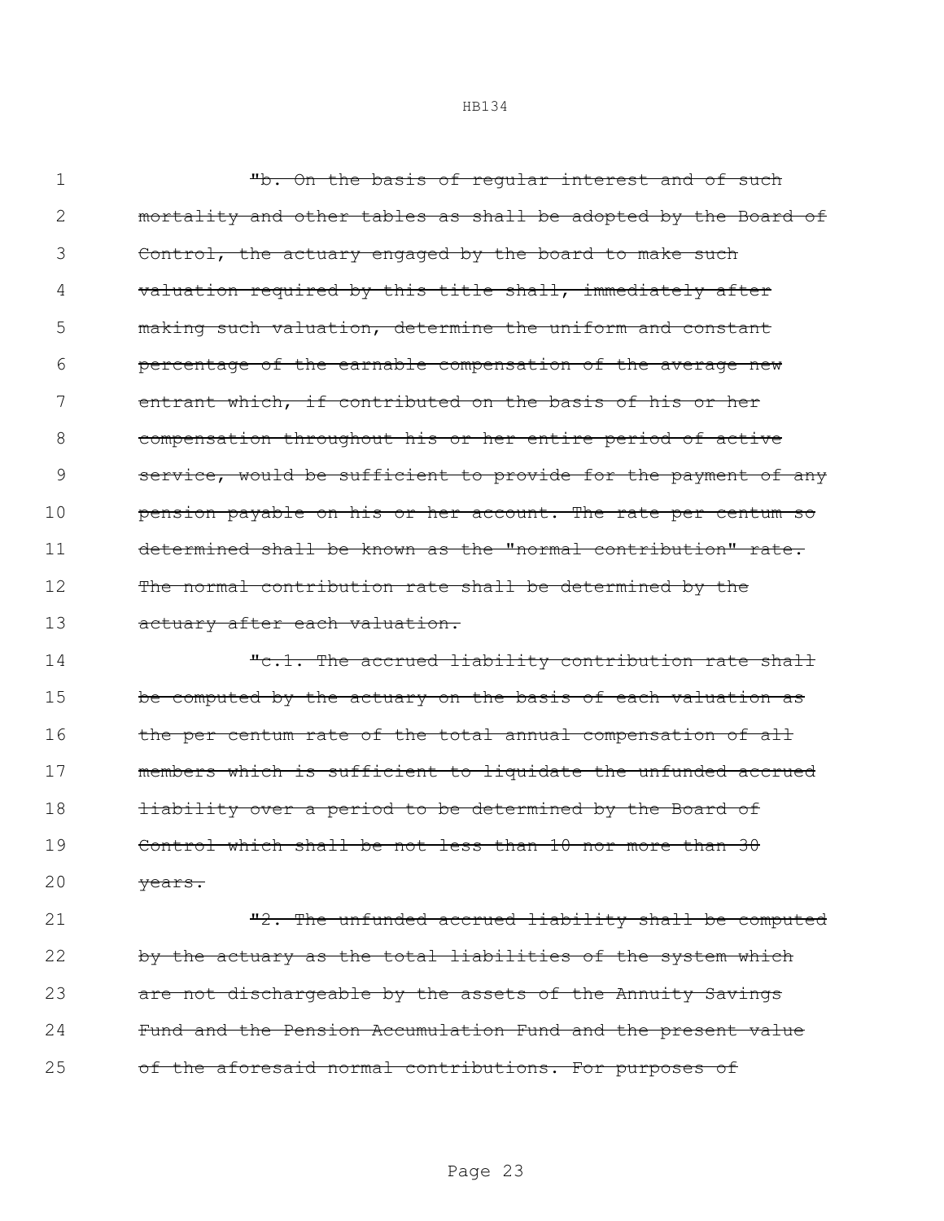~~"b. On the basis of regular interest and of such mortality and other tables as shall be adopted by the Board of Control, the actuary engaged by the board to make such valuation required by this title shall, immediately after making such valuation, determine the uniform and constant percentage of the earnable compensation of the average new entrant which, if contributed on the basis of his or her compensation throughout his or her entire period of active service, would be sufficient to provide for the payment of any pension payable on his or her account. The rate per centum so determined shall be known as the "normal contribution" rate. The normal contribution rate shall be determined by the actuary after each valuation.~~

~~"c.1. The accrued liability contribution rate shall be computed by the actuary on the basis of each valuation as the per centum rate of the total annual compensation of all members which is sufficient to liquidate the unfunded accrued liability over a period to be determined by the Board of Control which shall be not less than 10 nor more than 30 years.~~

~~"2. The unfunded accrued liability shall be computed by the actuary as the total liabilities of the system which are not dischargeable by the assets of the Annuity Savings Fund and the Pension Accumulation Fund and the present value of the aforesaid normal contributions. For purposes of~~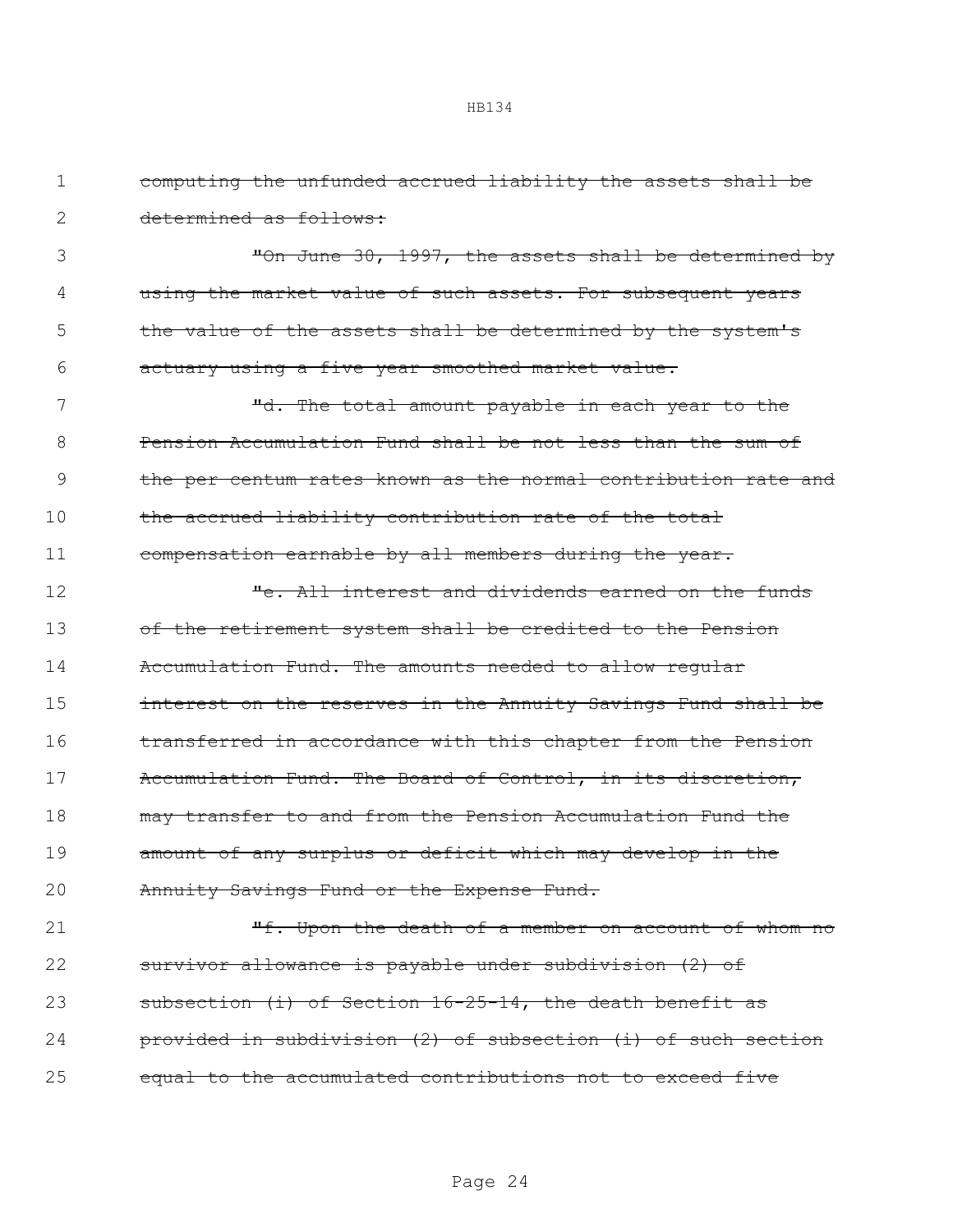~~computing the unfunded accrued liability the assets shall be determined as follows:~~

~~"On June 30, 1997, the assets shall be determined by using the market value of such assets. For subsequent years the value of the assets shall be determined by the system's actuary using a five year smoothed market value.~~

~~"d. The total amount payable in each year to the Pension Accumulation Fund shall be not less than the sum of the per centum rates known as the normal contribution rate and the accrued liability contribution rate of the total compensation earnable by all members during the year.~~

~~"e. All interest and dividends earned on the funds of the retirement system shall be credited to the Pension Accumulation Fund. The amounts needed to allow regular interest on the reserves in the Annuity Savings Fund shall be transferred in accordance with this chapter from the Pension Accumulation Fund. The Board of Control, in its discretion, may transfer to and from the Pension Accumulation Fund the amount of any surplus or deficit which may develop in the Annuity Savings Fund or the Expense Fund.~~

~~"f. Upon the death of a member on account of whom no survivor allowance is payable under subdivision (2) of subsection (i) of Section 16-25-14, the death benefit as provided in subdivision (2) of subsection (i) of such section equal to the accumulated contributions not to exceed five~~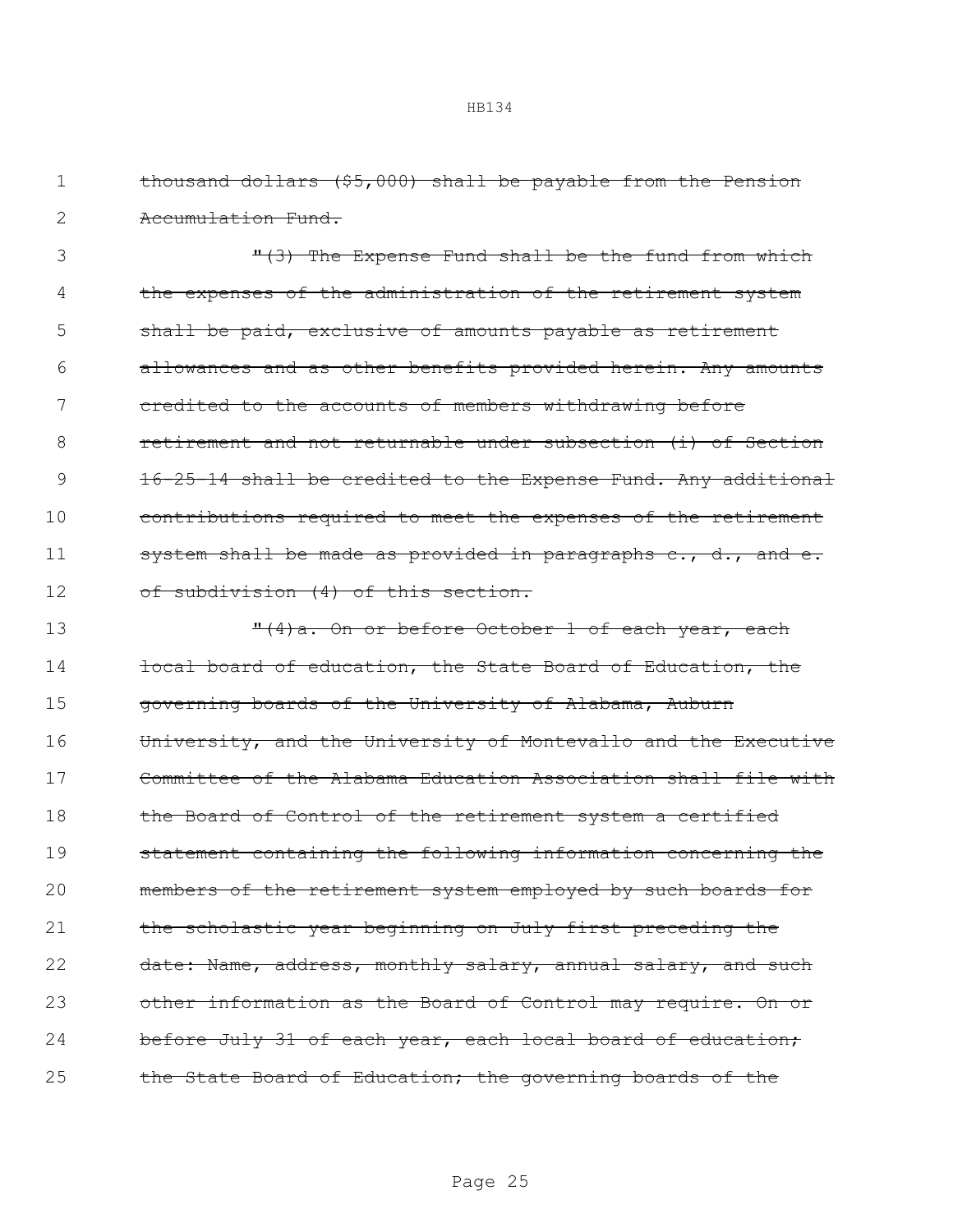~~thousand dollars ($5,000) shall be payable from the Pension Accumulation Fund.~~

~~"(3) The Expense Fund shall be the fund from which the expenses of the administration of the retirement system shall be paid, exclusive of amounts payable as retirement allowances and as other benefits provided herein. Any amounts credited to the accounts of members withdrawing before retirement and not returnable under subsection (i) of Section 16-25-14 shall be credited to the Expense Fund. Any additional contributions required to meet the expenses of the retirement system shall be made as provided in paragraphs c., d., and e. of subdivision (4) of this section.~~

~~"(4)a. On or before October 1 of each year, each local board of education, the State Board of Education, the governing boards of the University of Alabama, Auburn University, and the University of Montevallo and the Executive Committee of the Alabama Education Association shall file with the Board of Control of the retirement system a certified statement containing the following information concerning the members of the retirement system employed by such boards for the scholastic year beginning on July first preceding the date: Name, address, monthly salary, annual salary, and such other information as the Board of Control may require. On or before July 31 of each year, each local board of education; the State Board of Education; the governing boards of the~~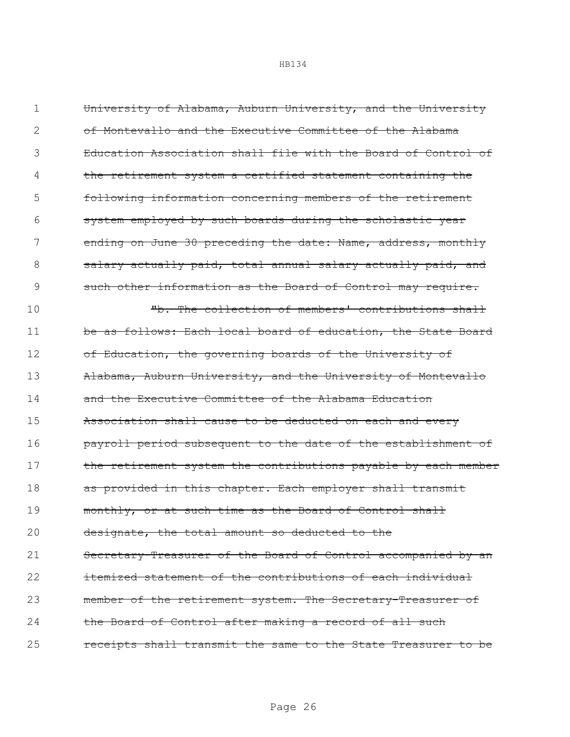~~University of Alabama, Auburn University, and the University of Montevallo and the Executive Committee of the Alabama Education Association shall file with the Board of Control of the retirement system a certified statement containing the following information concerning members of the retirement system employed by such boards during the scholastic year ending on June 30 preceding the date: Name, address, monthly salary actually paid, total annual salary actually paid, and such other information as the Board of Control may require.~~

~~"b. The collection of members' contributions shall be as follows: Each local board of education, the State Board of Education, the governing boards of the University of Alabama, Auburn University, and the University of Montevallo and the Executive Committee of the Alabama Education Association shall cause to be deducted on each and every payroll period subsequent to the date of the establishment of the retirement system the contributions payable by each member as provided in this chapter. Each employer shall transmit monthly, or at such time as the Board of Control shall designate, the total amount so deducted to the Secretary-Treasurer of the Board of Control accompanied by an itemized statement of the contributions of each individual member of the retirement system. The Secretary-Treasurer of the Board of Control after making a record of all such receipts shall transmit the same to the State Treasurer to be~~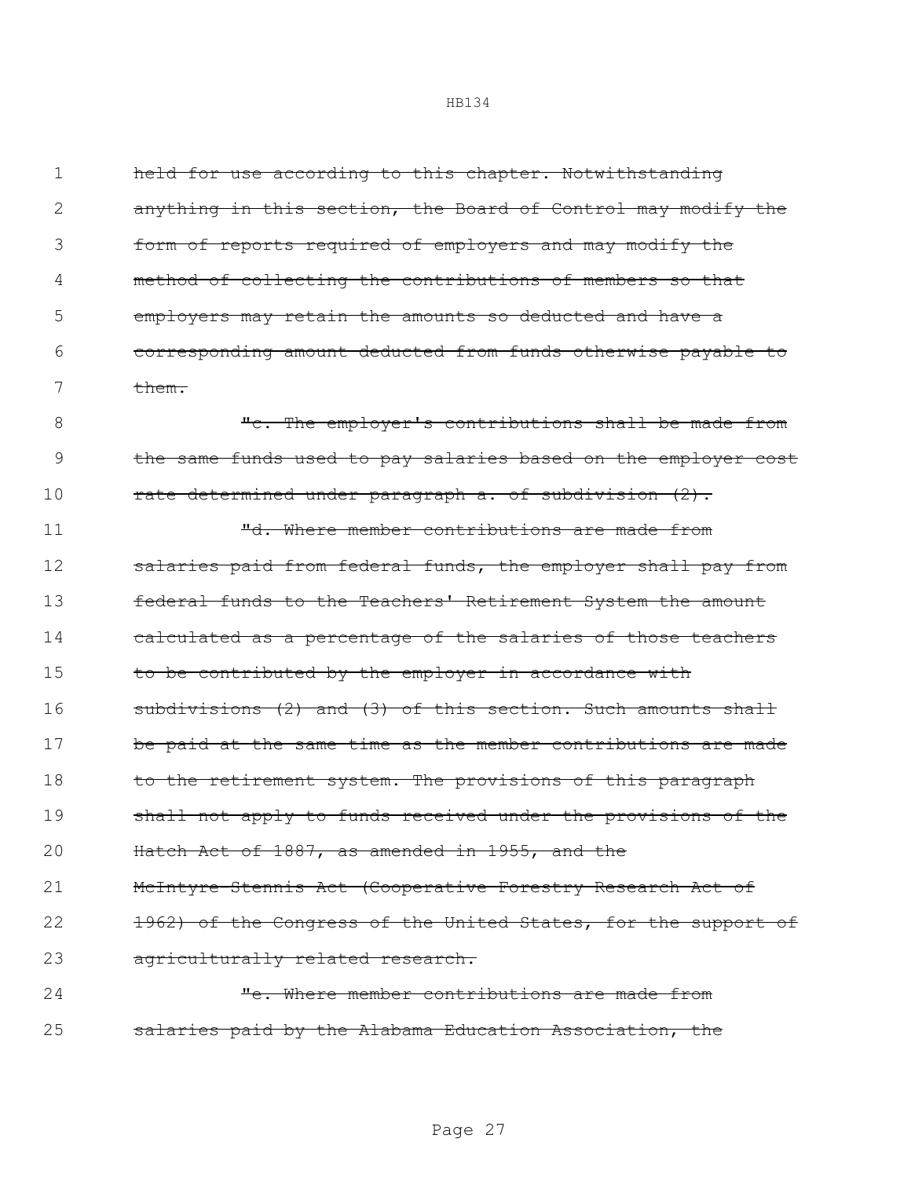~~held for use according to this chapter. Notwithstanding anything in this section, the Board of Control may modify the form of reports required of employers and may modify the method of collecting the contributions of members so that employers may retain the amounts so deducted and have a corresponding amount deducted from funds otherwise payable to them.~~

~~"c. The employer's contributions shall be made from the same funds used to pay salaries based on the employer cost rate determined under paragraph a. of subdivision (2).~~

~~"d. Where member contributions are made from salaries paid from federal funds, the employer shall pay from federal funds to the Teachers' Retirement System the amount calculated as a percentage of the salaries of those teachers to be contributed by the employer in accordance with subdivisions (2) and (3) of this section. Such amounts shall be paid at the same time as the member contributions are made to the retirement system. The provisions of this paragraph shall not apply to funds received under the provisions of the Hatch Act of 1887, as amended in 1955, and the McIntyre-Stennis Act (Cooperative Forestry Research Act of 1962) of the Congress of the United States, for the support of agriculturally related research.~~

~~"e. Where member contributions are made from salaries paid by the Alabama Education Association, the~~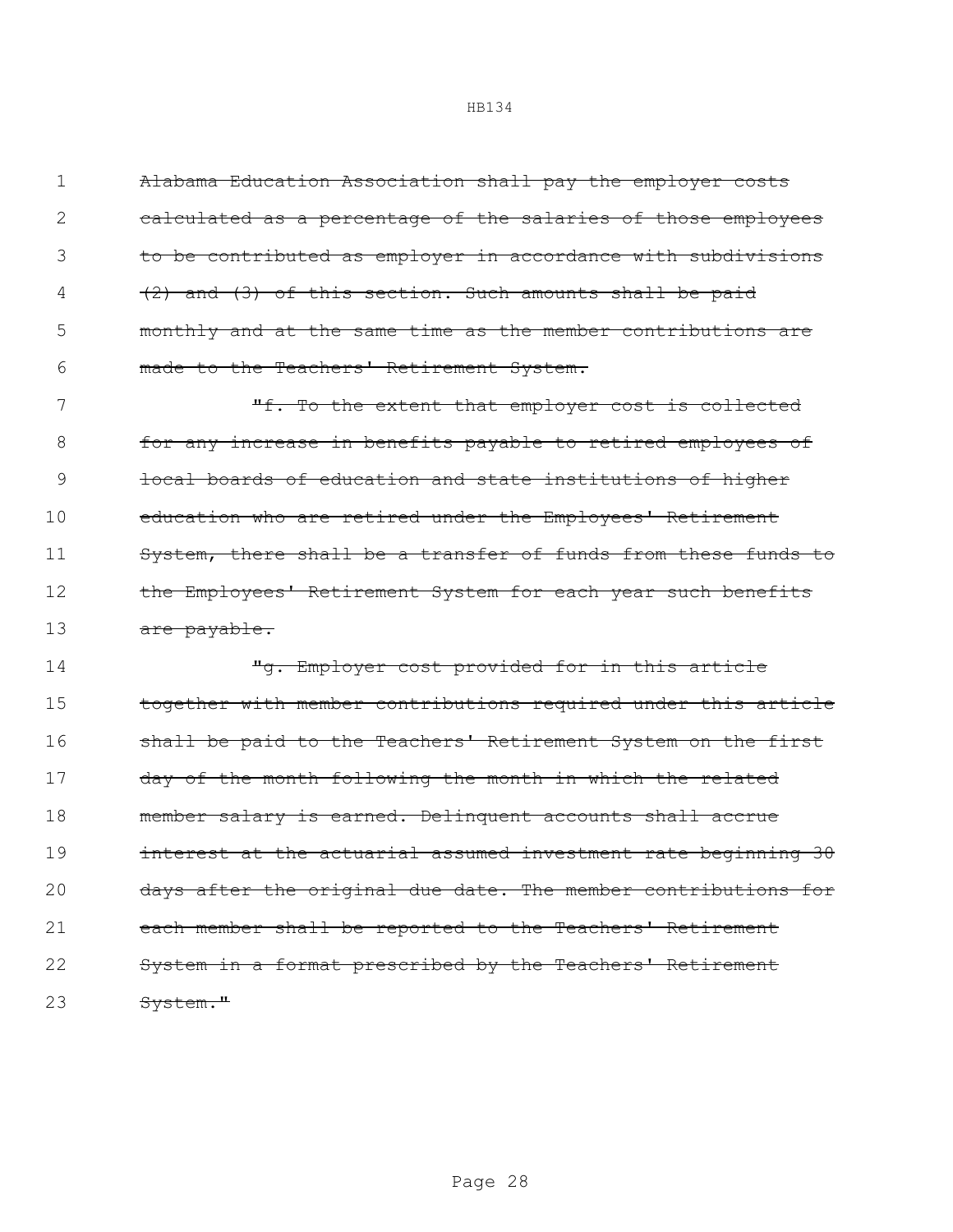~~Alabama Education Association shall pay the employer costs calculated as a percentage of the salaries of those employees to be contributed as employer in accordance with subdivisions (2) and (3) of this section. Such amounts shall be paid monthly and at the same time as the member contributions are made to the Teachers' Retirement System.~~

~~"f. To the extent that employer cost is collected for any increase in benefits payable to retired employees of local boards of education and state institutions of higher education who are retired under the Employees' Retirement System, there shall be a transfer of funds from these funds to the Employees' Retirement System for each year such benefits are payable.~~

~~"g. Employer cost provided for in this article together with member contributions required under this article shall be paid to the Teachers' Retirement System on the first day of the month following the month in which the related member salary is earned. Delinquent accounts shall accrue interest at the actuarial assumed investment rate beginning 30 days after the original due date. The member contributions for each member shall be reported to the Teachers' Retirement System in a format prescribed by the Teachers' Retirement System."~~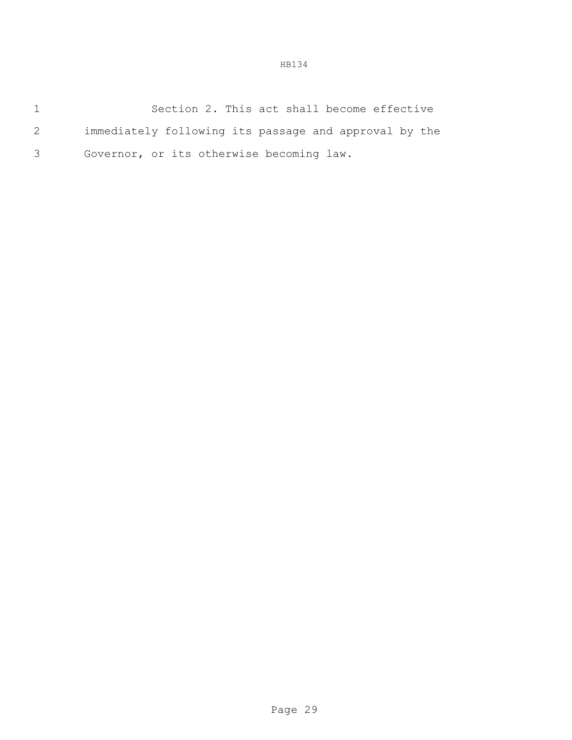Section 2. This act shall become effective immediately following its passage and approval by the Governor, or its otherwise becoming law.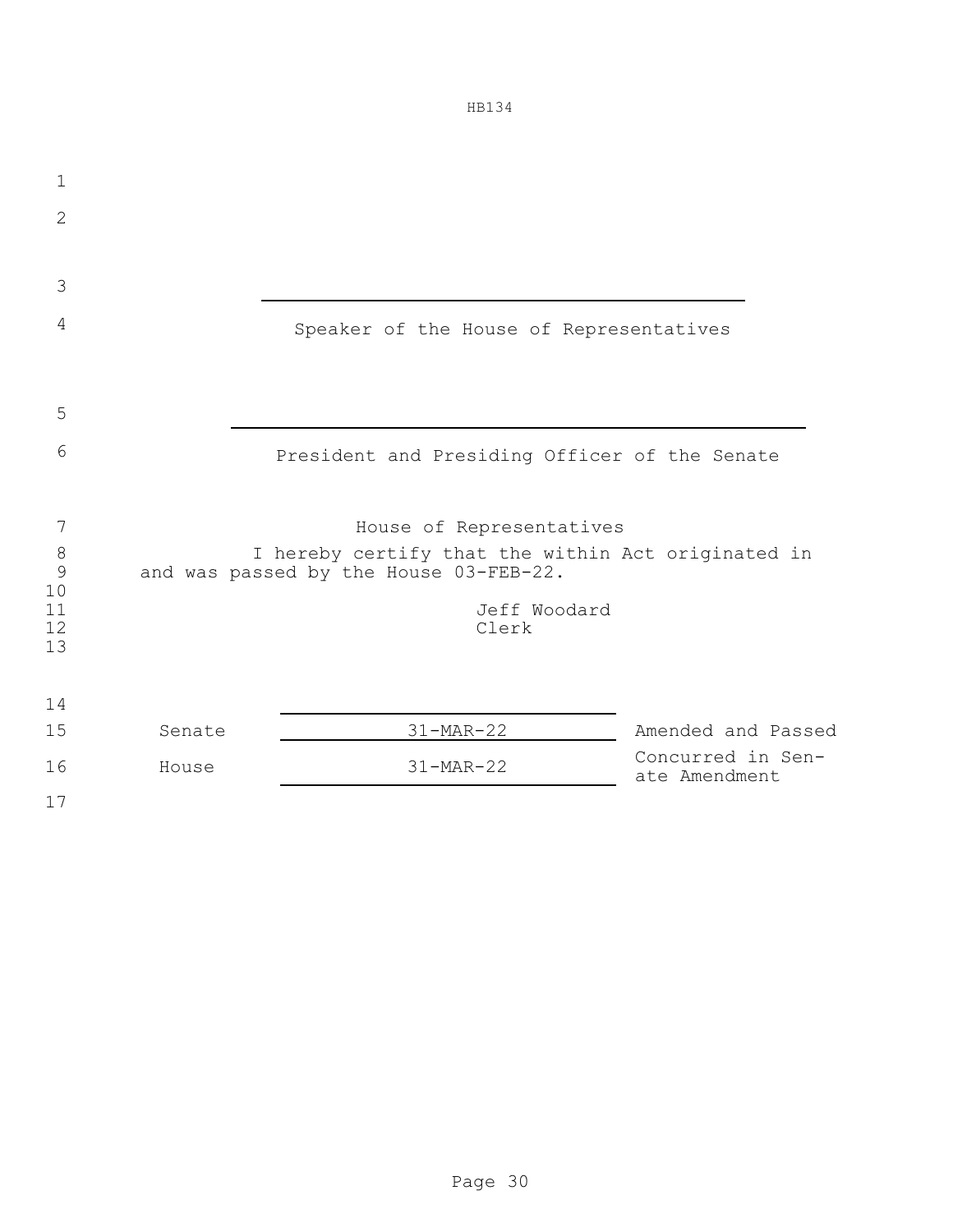\_\_\_\_\_\_\_\_\_\_\_\_\_\_\_\_\_\_\_\_\_\_\_\_\_\_\_\_\_\_\_\_\_\_\_\_\_\_\_\_

Speaker of the House of Representatives

\_\_\_\_\_\_\_\_\_\_\_\_\_\_\_\_\_\_\_\_\_\_\_\_\_\_\_\_\_\_\_\_\_\_\_\_\_\_\_\_

President and Presiding Officer of the Senate

House of Representatives

I hereby certify that the within Act originated in and was passed by the House 03-FEB-22.

Jeff Woodard
Clerk

| | | |
|---|---|---|
| Senate | 31-MAR-22 | Amended and Passed |
| House | 31-MAR-22 | Concurred in Senate Amendment |